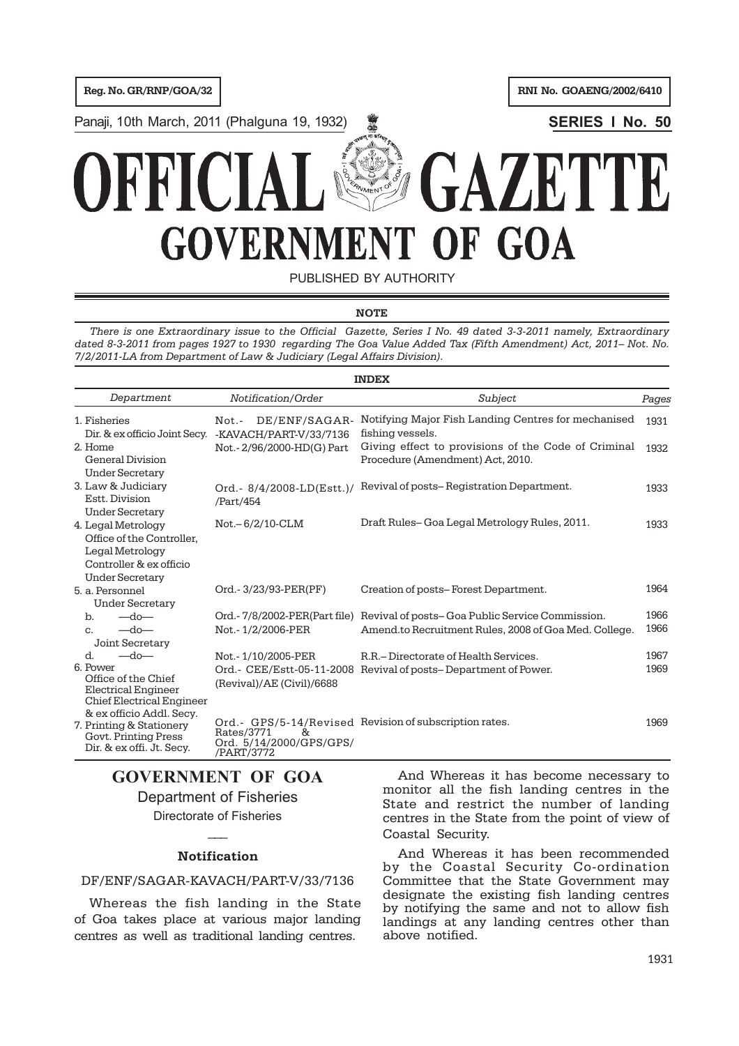Reg. No. GR/RNP/GOA/32

RNI No. GOAENG/2002/6410

Panaji, 10th March, 2011 (Phalguna 19, 1932)

**SERIES I No. 50**

# OFFICIAL GAZETTE
# GOVERNMENT OF GOA

PUBLISHED BY AUTHORITY

**NOTE**

*There is one Extraordinary issue to the Official Gazette, Series I No. 49 dated 3-3-2011 namely, Extraordinary dated 8-3-2011 from pages 1927 to 1930 regarding The Goa Value Added Tax (Fifth Amendment) Act, 2011– Not. No. 7/2/2011-LA from Department of Law & Judiciary (Legal Affairs Division).*

**INDEX**

| *Department* | *Notification/Order* | *Subject* | *Pages* |
|---|---|---|---|
| 1. Fisheries Dir. & ex officio Joint Secy. | Not.- DE/ENF/SAGAR--KAVACH/PART-V/33/7136 | Notifying Major Fish Landing Centres for mechanised fishing vessels. | 1931 |
| 2. Home General Division Under Secretary | Not.- 2/96/2000-HD(G) Part | Giving effect to provisions of the Code of Criminal Procedure (Amendment) Act, 2010. | 1932 |
| 3. Law & Judiciary Estt. Division Under Secretary | Ord.- 8/4/2008-LD(Estt.)//Part/454 | Revival of posts– Registration Department. | 1933 |
| 4. Legal Metrology Office of the Controller, Legal Metrology Controller & ex officio Under Secretary | Not.– 6/2/10-CLM | Draft Rules– Goa Legal Metrology Rules, 2011. | 1933 |
| 5. a. Personnel Under Secretary | Ord.- 3/23/93-PER(PF) | Creation of posts– Forest Department. | 1964 |
| b. —do— | Ord.- 7/8/2002-PER(Part file) | Revival of posts– Goa Public Service Commission. | 1966 |
| c. —do— Joint Secretary | Not.- 1/2/2006-PER | Amend.to Recruitment Rules, 2008 of Goa Med. College. | 1966 |
| d. —do— | Not.- 1/10/2005-PER | R.R.– Directorate of Health Services. | 1967 |
| 6. Power Office of the Chief Electrical Engineer Chief Electrical Engineer & ex officio Addl. Secy. | Ord.- CEE/Estt-05-11-2008 (Revival)/AE (Civil)/6688 | Revival of posts– Department of Power. | 1969 |
| 7. Printing & Stationery Govt. Printing Press Dir. & ex offi. Jt. Secy. | Ord.- GPS/5-14/Revised Rates/3771 & Ord. 5/14/2000/GPS/GPS//PART/3772 | Revision of subscription rates. | 1969 |

## GOVERNMENT OF GOA

Department of Fisheries

Directorate of Fisheries

---

### Notification

DF/ENF/SAGAR-KAVACH/PART-V/33/7136

Whereas the fish landing in the State of Goa takes place at various major landing centres as well as traditional landing centres.

And Whereas it has become necessary to monitor all the fish landing centres in the State and restrict the number of landing centres in the State from the point of view of Coastal Security.

And Whereas it has been recommended by the Coastal Security Co-ordination Committee that the State Government may designate the existing fish landing centres by notifying the same and not to allow fish landings at any landing centres other than above notified.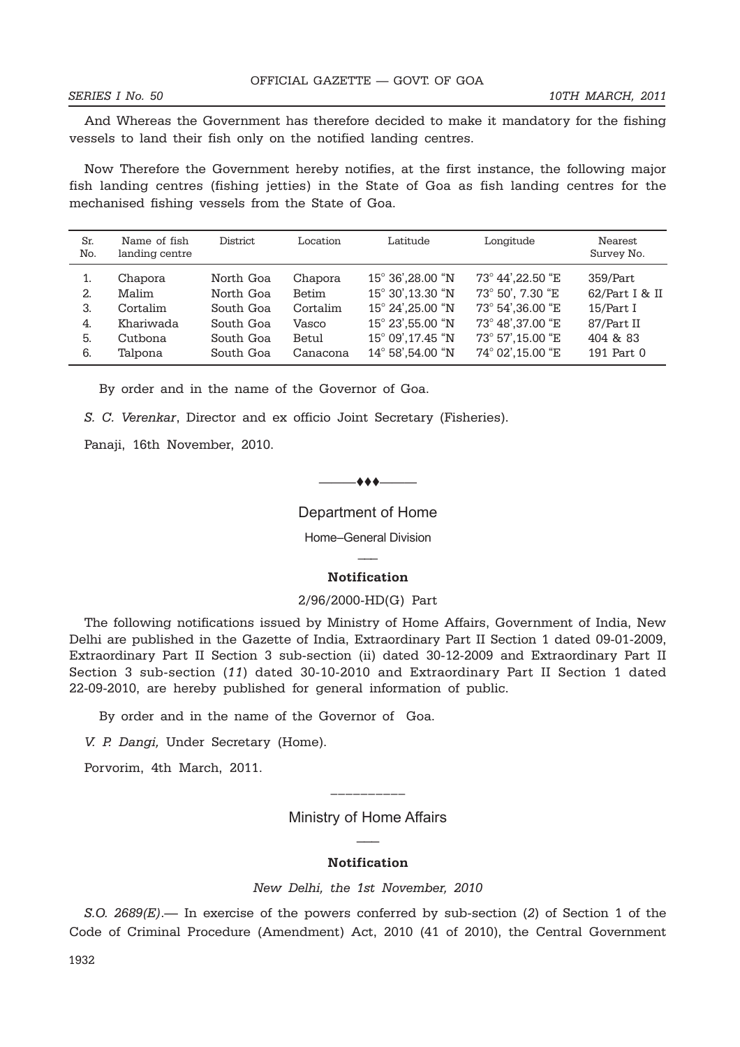And Whereas the Government has therefore decided to make it mandatory for the fishing vessels to land their fish only on the notified landing centres.

Now Therefore the Government hereby notifies, at the first instance, the following major fish landing centres (fishing jetties) in the State of Goa as fish landing centres for the mechanised fishing vessels from the State of Goa.

| Sr. No. | Name of fish landing centre | District | Location | Latitude | Longitude | Nearest Survey No. |
|---|---|---|---|---|---|---|
| 1. | Chapora | North Goa | Chapora | 15° 36',28.00 "N | 73° 44',22.50 "E | 359/Part |
| 2. | Malim | North Goa | Betim | 15° 30',13.30 "N | 73° 50', 7.30 "E | 62/Part I & II |
| 3. | Cortalim | South Goa | Cortalim | 15° 24',25.00 "N | 73° 54',36.00 "E | 15/Part I |
| 4. | Khariwada | South Goa | Vasco | 15° 23',55.00 "N | 73° 48',37.00 "E | 87/Part II |
| 5. | Cutbona | South Goa | Betul | 15° 09',17.45 "N | 73° 57',15.00 "E | 404 & 83 |
| 6. | Talpona | South Goa | Canacona | 14° 58',54.00 "N | 74° 02',15.00 "E | 191 Part 0 |

By order and in the name of the Governor of Goa.

*S. C. Verenkar*, Director and ex officio Joint Secretary (Fisheries).

Panaji, 16th November, 2010.

---

## Department of Home

### Home–General Division

**Notification**

2/96/2000-HD(G) Part

The following notifications issued by Ministry of Home Affairs, Government of India, New Delhi are published in the Gazette of India, Extraordinary Part II Section 1 dated 09-01-2009, Extraordinary Part II Section 3 sub-section (ii) dated 30-12-2009 and Extraordinary Part II Section 3 sub-section (*11*) dated 30-10-2010 and Extraordinary Part II Section 1 dated 22-09-2010, are hereby published for general information of public.

By order and in the name of the Governor of Goa.

*V. P. Dangi,* Under Secretary (Home).

Porvorim, 4th March, 2011.

---

## Ministry of Home Affairs

**Notification**

*New Delhi, the 1st November, 2010*

*S.O. 2689(E)*.— In exercise of the powers conferred by sub-section (*2*) of Section 1 of the Code of Criminal Procedure (Amendment) Act, 2010 (41 of 2010), the Central Government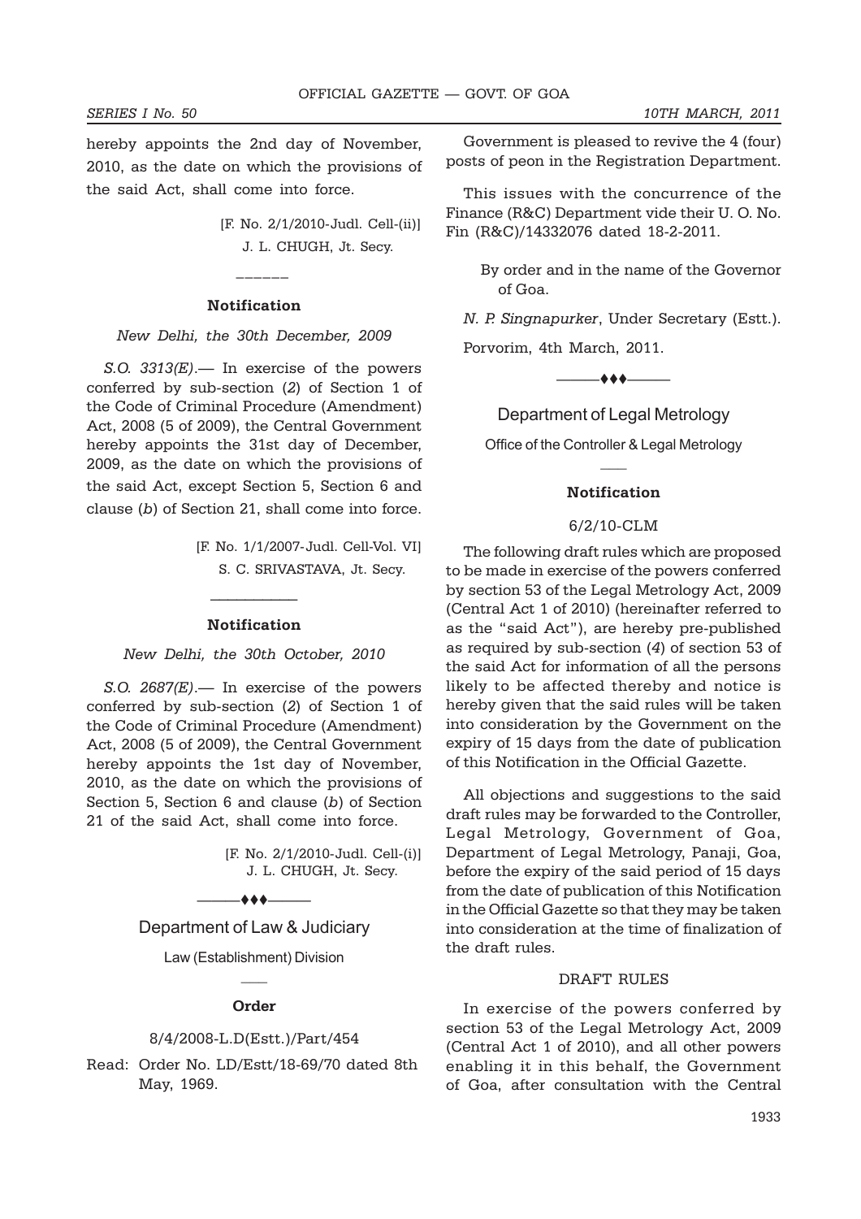hereby appoints the 2nd day of November, 2010, as the date on which the provisions of the said Act, shall come into force.

[F. No. 2/1/2010-Judl. Cell-(ii)]
J. L. CHUGH, Jt. Secy.

———

**Notification**

*New Delhi, the 30th December, 2009*

*S.O. 3313(E)*.— In exercise of the powers conferred by sub-section (*2*) of Section 1 of the Code of Criminal Procedure (Amendment) Act, 2008 (5 of 2009), the Central Government hereby appoints the 31st day of December, 2009, as the date on which the provisions of the said Act, except Section 5, Section 6 and clause (*b*) of Section 21, shall come into force.

[F. No. 1/1/2007-Judl. Cell-Vol. VI]
S. C. SRIVASTAVA, Jt. Secy.

———

**Notification**

*New Delhi, the 30th October, 2010*

*S.O. 2687(E)*.— In exercise of the powers conferred by sub-section (*2*) of Section 1 of the Code of Criminal Procedure (Amendment) Act, 2008 (5 of 2009), the Central Government hereby appoints the 1st day of November, 2010, as the date on which the provisions of Section 5, Section 6 and clause (*b*) of Section 21 of the said Act, shall come into force.

[F. No. 2/1/2010-Judl. Cell-(i)]
J. L. CHUGH, Jt. Secy.

———♦♦♦———

## Department of Law & Judiciary

### Law (Establishment) Division

**Order**

8/4/2008-L.D(Estt.)/Part/454

Read: Order No. LD/Estt/18-69/70 dated 8th May, 1969.

Government is pleased to revive the 4 (four) posts of peon in the Registration Department.

This issues with the concurrence of the Finance (R&C) Department vide their U. O. No. Fin (R&C)/14332076 dated 18-2-2011.

By order and in the name of the Governor of Goa.

*N. P. Singnapurker*, Under Secretary (Estt.).

Porvorim, 4th March, 2011.

———♦♦♦———

## Department of Legal Metrology

### Office of the Controller & Legal Metrology

**Notification**

6/2/10-CLM

The following draft rules which are proposed to be made in exercise of the powers conferred by section 53 of the Legal Metrology Act, 2009 (Central Act 1 of 2010) (hereinafter referred to as the "said Act"), are hereby pre-published as required by sub-section (*4*) of section 53 of the said Act for information of all the persons likely to be affected thereby and notice is hereby given that the said rules will be taken into consideration by the Government on the expiry of 15 days from the date of publication of this Notification in the Official Gazette.

All objections and suggestions to the said draft rules may be forwarded to the Controller, Legal Metrology, Government of Goa, Department of Legal Metrology, Panaji, Goa, before the expiry of the said period of 15 days from the date of publication of this Notification in the Official Gazette so that they may be taken into consideration at the time of finalization of the draft rules.

DRAFT RULES

In exercise of the powers conferred by section 53 of the Legal Metrology Act, 2009 (Central Act 1 of 2010), and all other powers enabling it in this behalf, the Government of Goa, after consultation with the Central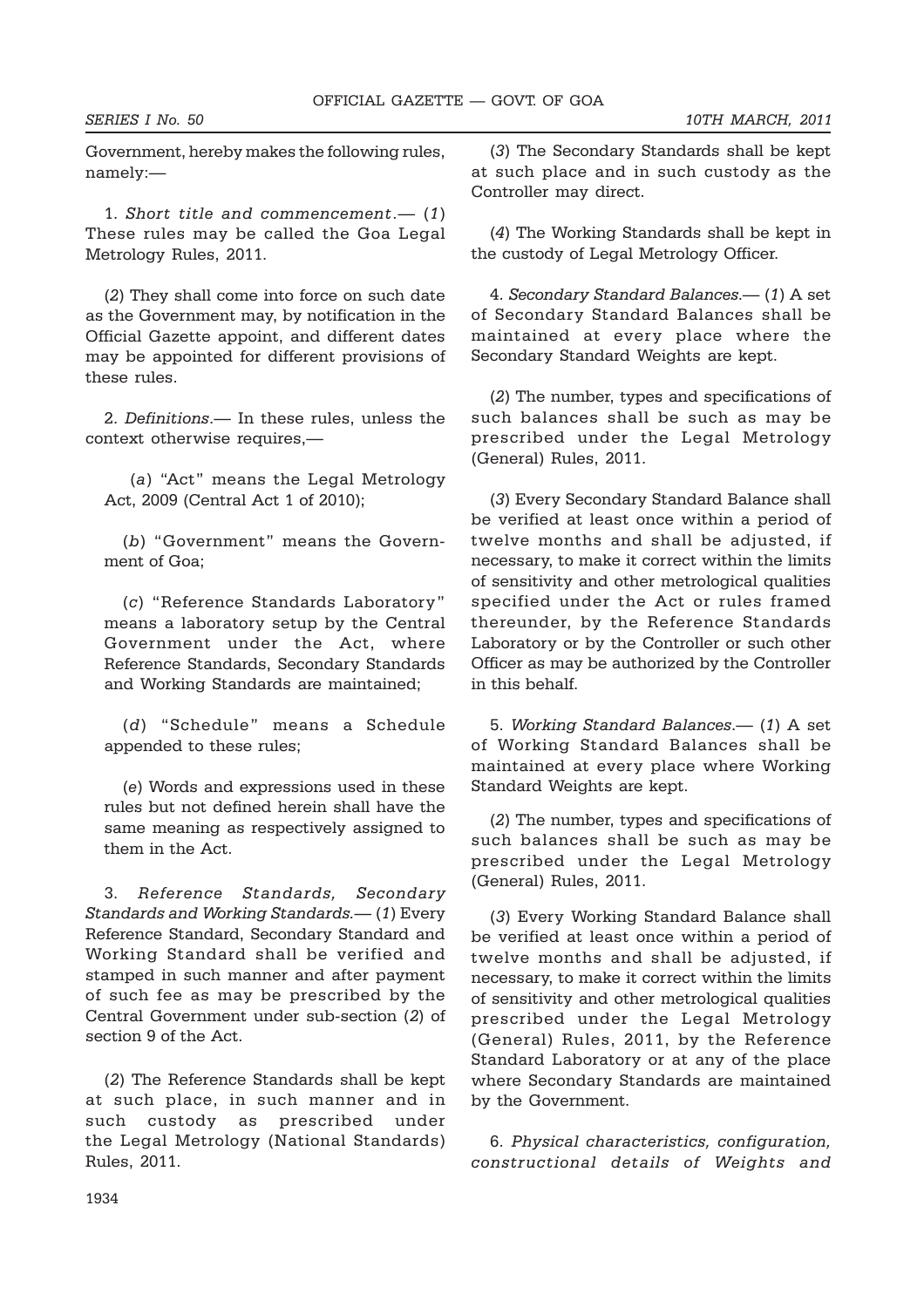Government, hereby makes the following rules, namely:—

1. *Short title and commencement*.— (*1*) These rules may be called the Goa Legal Metrology Rules, 2011.

(*2*) They shall come into force on such date as the Government may, by notification in the Official Gazette appoint, and different dates may be appointed for different provisions of these rules.

2. *Definitions*.— In these rules, unless the context otherwise requires,—

(*a*) "Act" means the Legal Metrology Act, 2009 (Central Act 1 of 2010);

(*b*) "Government" means the Government of Goa;

(*c*) "Reference Standards Laboratory" means a laboratory setup by the Central Government under the Act, where Reference Standards, Secondary Standards and Working Standards are maintained;

(*d*) "Schedule" means a Schedule appended to these rules;

(*e*) Words and expressions used in these rules but not defined herein shall have the same meaning as respectively assigned to them in the Act.

3. *Reference Standards, Secondary Standards and Working Standards*.— (*1*) Every Reference Standard, Secondary Standard and Working Standard shall be verified and stamped in such manner and after payment of such fee as may be prescribed by the Central Government under sub-section (*2*) of section 9 of the Act.

(*2*) The Reference Standards shall be kept at such place, in such manner and in such custody as prescribed under the Legal Metrology (National Standards) Rules, 2011.

(*3*) The Secondary Standards shall be kept at such place and in such custody as the Controller may direct.

(*4*) The Working Standards shall be kept in the custody of Legal Metrology Officer.

4. *Secondary Standard Balances*.— (*1*) A set of Secondary Standard Balances shall be maintained at every place where the Secondary Standard Weights are kept.

(*2*) The number, types and specifications of such balances shall be such as may be prescribed under the Legal Metrology (General) Rules, 2011.

(*3*) Every Secondary Standard Balance shall be verified at least once within a period of twelve months and shall be adjusted, if necessary, to make it correct within the limits of sensitivity and other metrological qualities specified under the Act or rules framed thereunder, by the Reference Standards Laboratory or by the Controller or such other Officer as may be authorized by the Controller in this behalf.

5. *Working Standard Balances*.— (*1*) A set of Working Standard Balances shall be maintained at every place where Working Standard Weights are kept.

(*2*) The number, types and specifications of such balances shall be such as may be prescribed under the Legal Metrology (General) Rules, 2011.

(*3*) Every Working Standard Balance shall be verified at least once within a period of twelve months and shall be adjusted, if necessary, to make it correct within the limits of sensitivity and other metrological qualities prescribed under the Legal Metrology (General) Rules, 2011, by the Reference Standard Laboratory or at any of the place where Secondary Standards are maintained by the Government.

6. *Physical characteristics, configuration, constructional details of Weights and*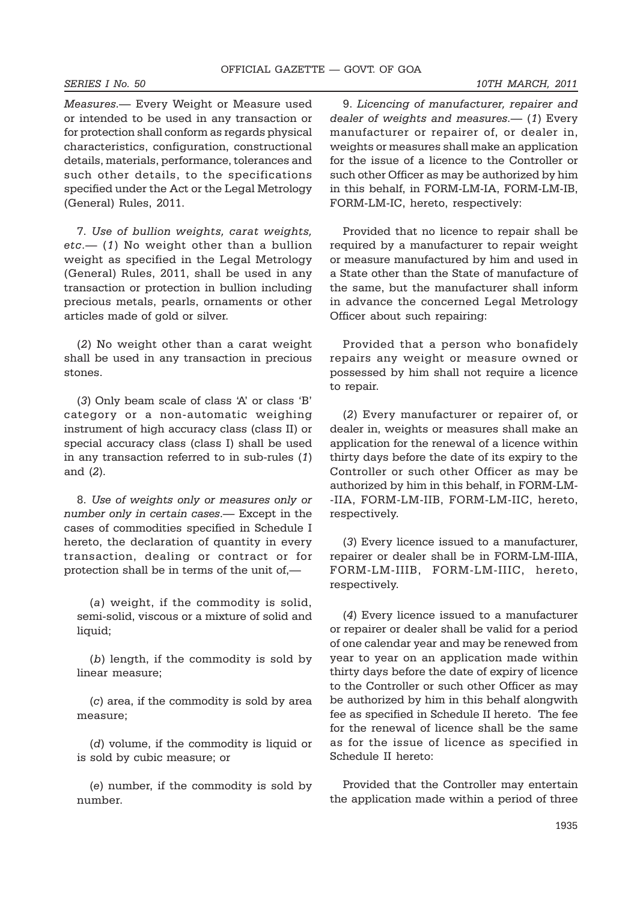*Measures*.— Every Weight or Measure used or intended to be used in any transaction or for protection shall conform as regards physical characteristics, configuration, constructional details, materials, performance, tolerances and such other details, to the specifications specified under the Act or the Legal Metrology (General) Rules, 2011.

7. *Use of bullion weights, carat weights, etc*.— (*1*) No weight other than a bullion weight as specified in the Legal Metrology (General) Rules, 2011, shall be used in any transaction or protection in bullion including precious metals, pearls, ornaments or other articles made of gold or silver.

(*2*) No weight other than a carat weight shall be used in any transaction in precious stones.

(*3*) Only beam scale of class 'A' or class 'B' category or a non-automatic weighing instrument of high accuracy class (class II) or special accuracy class (class I) shall be used in any transaction referred to in sub-rules (*1*) and (*2*).

8. *Use of weights only or measures only or number only in certain cases*.— Except in the cases of commodities specified in Schedule I hereto, the declaration of quantity in every transaction, dealing or contract or for protection shall be in terms of the unit of,—

(*a*) weight, if the commodity is solid, semi-solid, viscous or a mixture of solid and liquid;

(*b*) length, if the commodity is sold by linear measure;

(*c*) area, if the commodity is sold by area measure;

(*d*) volume, if the commodity is liquid or is sold by cubic measure; or

(*e*) number, if the commodity is sold by number.

9. *Licencing of manufacturer, repairer and dealer of weights and measures*.— (*1*) Every manufacturer or repairer of, or dealer in, weights or measures shall make an application for the issue of a licence to the Controller or such other Officer as may be authorized by him in this behalf, in FORM-LM-IA, FORM-LM-IB, FORM-LM-IC, hereto, respectively:

Provided that no licence to repair shall be required by a manufacturer to repair weight or measure manufactured by him and used in a State other than the State of manufacture of the same, but the manufacturer shall inform in advance the concerned Legal Metrology Officer about such repairing:

Provided that a person who bonafidely repairs any weight or measure owned or possessed by him shall not require a licence to repair.

(*2*) Every manufacturer or repairer of, or dealer in, weights or measures shall make an application for the renewal of a licence within thirty days before the date of its expiry to the Controller or such other Officer as may be authorized by him in this behalf, in FORM-LM--IIA, FORM-LM-IIB, FORM-LM-IIC, hereto, respectively.

(*3*) Every licence issued to a manufacturer, repairer or dealer shall be in FORM-LM-IIIA, FORM-LM-IIIB, FORM-LM-IIIC, hereto, respectively.

(*4*) Every licence issued to a manufacturer or repairer or dealer shall be valid for a period of one calendar year and may be renewed from year to year on an application made within thirty days before the date of expiry of licence to the Controller or such other Officer as may be authorized by him in this behalf alongwith fee as specified in Schedule II hereto. The fee for the renewal of licence shall be the same as for the issue of licence as specified in Schedule II hereto:

Provided that the Controller may entertain the application made within a period of three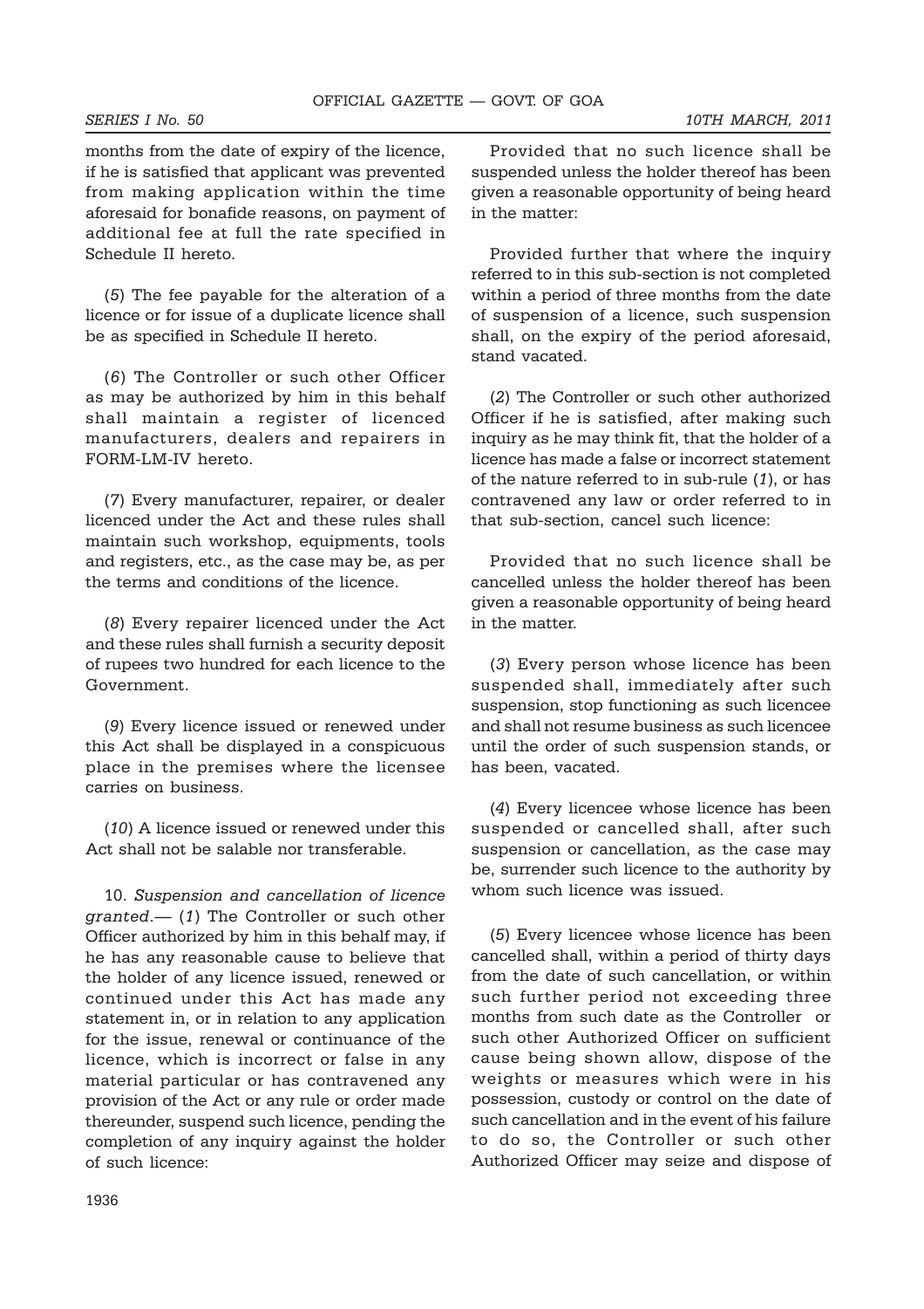months from the date of expiry of the licence, if he is satisfied that applicant was prevented from making application within the time aforesaid for bonafide reasons, on payment of additional fee at full the rate specified in Schedule II hereto.

(*5*) The fee payable for the alteration of a licence or for issue of a duplicate licence shall be as specified in Schedule II hereto.

(*6*) The Controller or such other Officer as may be authorized by him in this behalf shall maintain a register of licenced manufacturers, dealers and repairers in FORM-LM-IV hereto.

(*7*) Every manufacturer, repairer, or dealer licenced under the Act and these rules shall maintain such workshop, equipments, tools and registers, etc., as the case may be, as per the terms and conditions of the licence.

(*8*) Every repairer licenced under the Act and these rules shall furnish a security deposit of rupees two hundred for each licence to the Government.

(*9*) Every licence issued or renewed under this Act shall be displayed in a conspicuous place in the premises where the licensee carries on business.

(*10*) A licence issued or renewed under this Act shall not be salable nor transferable.

10. *Suspension and cancellation of licence granted*.— (*1*) The Controller or such other Officer authorized by him in this behalf may, if he has any reasonable cause to believe that the holder of any licence issued, renewed or continued under this Act has made any statement in, or in relation to any application for the issue, renewal or continuance of the licence, which is incorrect or false in any material particular or has contravened any provision of the Act or any rule or order made thereunder, suspend such licence, pending the completion of any inquiry against the holder of such licence:

Provided that no such licence shall be suspended unless the holder thereof has been given a reasonable opportunity of being heard in the matter:

Provided further that where the inquiry referred to in this sub-section is not completed within a period of three months from the date of suspension of a licence, such suspension shall, on the expiry of the period aforesaid, stand vacated.

(*2*) The Controller or such other authorized Officer if he is satisfied, after making such inquiry as he may think fit, that the holder of a licence has made a false or incorrect statement of the nature referred to in sub-rule (*1*), or has contravened any law or order referred to in that sub-section, cancel such licence:

Provided that no such licence shall be cancelled unless the holder thereof has been given a reasonable opportunity of being heard in the matter.

(*3*) Every person whose licence has been suspended shall, immediately after such suspension, stop functioning as such licencee and shall not resume business as such licencee until the order of such suspension stands, or has been, vacated.

(*4*) Every licencee whose licence has been suspended or cancelled shall, after such suspension or cancellation, as the case may be, surrender such licence to the authority by whom such licence was issued.

(*5*) Every licencee whose licence has been cancelled shall, within a period of thirty days from the date of such cancellation, or within such further period not exceeding three months from such date as the Controller or such other Authorized Officer on sufficient cause being shown allow, dispose of the weights or measures which were in his possession, custody or control on the date of such cancellation and in the event of his failure to do so, the Controller or such other Authorized Officer may seize and dispose of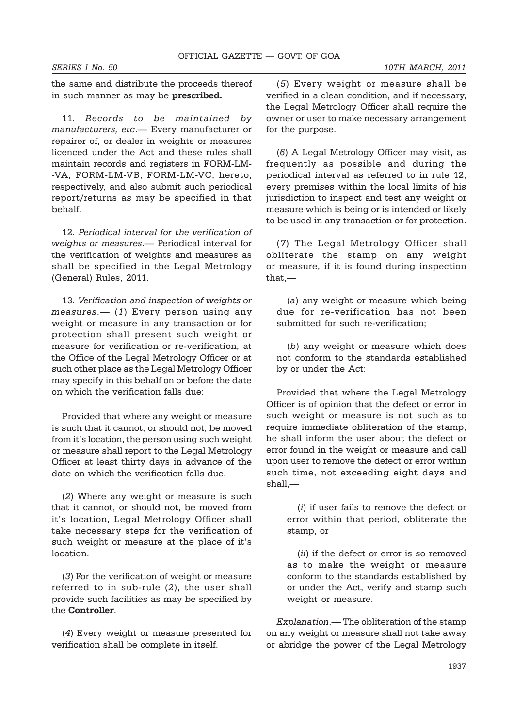the same and distribute the proceeds thereof in such manner as may be **prescribed.**

11. *Records to be maintained by manufacturers, etc*.— Every manufacturer or repairer of, or dealer in weights or measures licenced under the Act and these rules shall maintain records and registers in FORM-LM--VA, FORM-LM-VB, FORM-LM-VC, hereto, respectively, and also submit such periodical report/returns as may be specified in that behalf.

12. *Periodical interval for the verification of weights or measures*.— Periodical interval for the verification of weights and measures as shall be specified in the Legal Metrology (General) Rules, 2011.

13. *Verification and inspection of weights or measures*.— (*1*) Every person using any weight or measure in any transaction or for protection shall present such weight or measure for verification or re-verification, at the Office of the Legal Metrology Officer or at such other place as the Legal Metrology Officer may specify in this behalf on or before the date on which the verification falls due:

Provided that where any weight or measure is such that it cannot, or should not, be moved from it's location, the person using such weight or measure shall report to the Legal Metrology Officer at least thirty days in advance of the date on which the verification falls due.

(*2*) Where any weight or measure is such that it cannot, or should not, be moved from it's location, Legal Metrology Officer shall take necessary steps for the verification of such weight or measure at the place of it's location.

(*3*) For the verification of weight or measure referred to in sub-rule (*2*), the user shall provide such facilities as may be specified by the **Controller**.

(*4*) Every weight or measure presented for verification shall be complete in itself.

(*5*) Every weight or measure shall be verified in a clean condition, and if necessary, the Legal Metrology Officer shall require the owner or user to make necessary arrangement for the purpose.

(*6*) A Legal Metrology Officer may visit, as frequently as possible and during the periodical interval as referred to in rule 12, every premises within the local limits of his jurisdiction to inspect and test any weight or measure which is being or is intended or likely to be used in any transaction or for protection.

(*7*) The Legal Metrology Officer shall obliterate the stamp on any weight or measure, if it is found during inspection that,—

(*a*) any weight or measure which being due for re-verification has not been submitted for such re-verification;

(*b*) any weight or measure which does not conform to the standards established by or under the Act:

Provided that where the Legal Metrology Officer is of opinion that the defect or error in such weight or measure is not such as to require immediate obliteration of the stamp, he shall inform the user about the defect or error found in the weight or measure and call upon user to remove the defect or error within such time, not exceeding eight days and shall,—

(*i*) if user fails to remove the defect or error within that period, obliterate the stamp, or

(*ii*) if the defect or error is so removed as to make the weight or measure conform to the standards established by or under the Act, verify and stamp such weight or measure.

*Explanation*.— The obliteration of the stamp on any weight or measure shall not take away or abridge the power of the Legal Metrology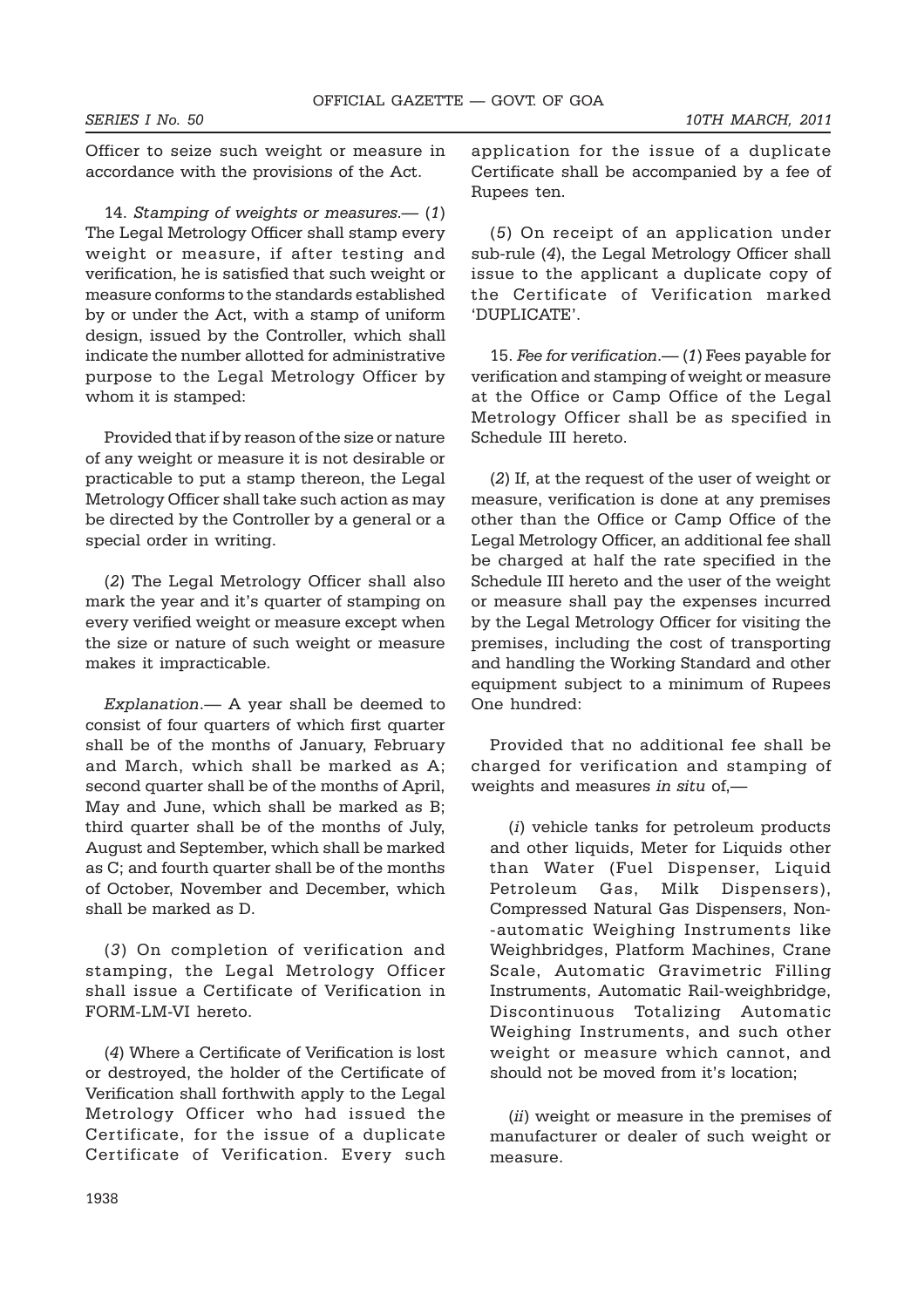Officer to seize such weight or measure in accordance with the provisions of the Act.

14. *Stamping of weights or measures*.— (*1*) The Legal Metrology Officer shall stamp every weight or measure, if after testing and verification, he is satisfied that such weight or measure conforms to the standards established by or under the Act, with a stamp of uniform design, issued by the Controller, which shall indicate the number allotted for administrative purpose to the Legal Metrology Officer by whom it is stamped:

Provided that if by reason of the size or nature of any weight or measure it is not desirable or practicable to put a stamp thereon, the Legal Metrology Officer shall take such action as may be directed by the Controller by a general or a special order in writing.

(*2*) The Legal Metrology Officer shall also mark the year and it's quarter of stamping on every verified weight or measure except when the size or nature of such weight or measure makes it impracticable.

*Explanation*.— A year shall be deemed to consist of four quarters of which first quarter shall be of the months of January, February and March, which shall be marked as A; second quarter shall be of the months of April, May and June, which shall be marked as B; third quarter shall be of the months of July, August and September, which shall be marked as C; and fourth quarter shall be of the months of October, November and December, which shall be marked as D.

(*3*) On completion of verification and stamping, the Legal Metrology Officer shall issue a Certificate of Verification in FORM-LM-VI hereto.

(*4*) Where a Certificate of Verification is lost or destroyed, the holder of the Certificate of Verification shall forthwith apply to the Legal Metrology Officer who had issued the Certificate, for the issue of a duplicate Certificate of Verification. Every such application for the issue of a duplicate Certificate shall be accompanied by a fee of Rupees ten.

(*5*) On receipt of an application under sub-rule (*4*), the Legal Metrology Officer shall issue to the applicant a duplicate copy of the Certificate of Verification marked 'DUPLICATE'.

15. *Fee for verification*.— (*1*) Fees payable for verification and stamping of weight or measure at the Office or Camp Office of the Legal Metrology Officer shall be as specified in Schedule III hereto.

(*2*) If, at the request of the user of weight or measure, verification is done at any premises other than the Office or Camp Office of the Legal Metrology Officer, an additional fee shall be charged at half the rate specified in the Schedule III hereto and the user of the weight or measure shall pay the expenses incurred by the Legal Metrology Officer for visiting the premises, including the cost of transporting and handling the Working Standard and other equipment subject to a minimum of Rupees One hundred:

Provided that no additional fee shall be charged for verification and stamping of weights and measures *in situ* of,—

(*i*) vehicle tanks for petroleum products and other liquids, Meter for Liquids other than Water (Fuel Dispenser, Liquid Petroleum Gas, Milk Dispensers), Compressed Natural Gas Dispensers, Non--automatic Weighing Instruments like Weighbridges, Platform Machines, Crane Scale, Automatic Gravimetric Filling Instruments, Automatic Rail-weighbridge, Discontinuous Totalizing Automatic Weighing Instruments, and such other weight or measure which cannot, and should not be moved from it's location;

(*ii*) weight or measure in the premises of manufacturer or dealer of such weight or measure.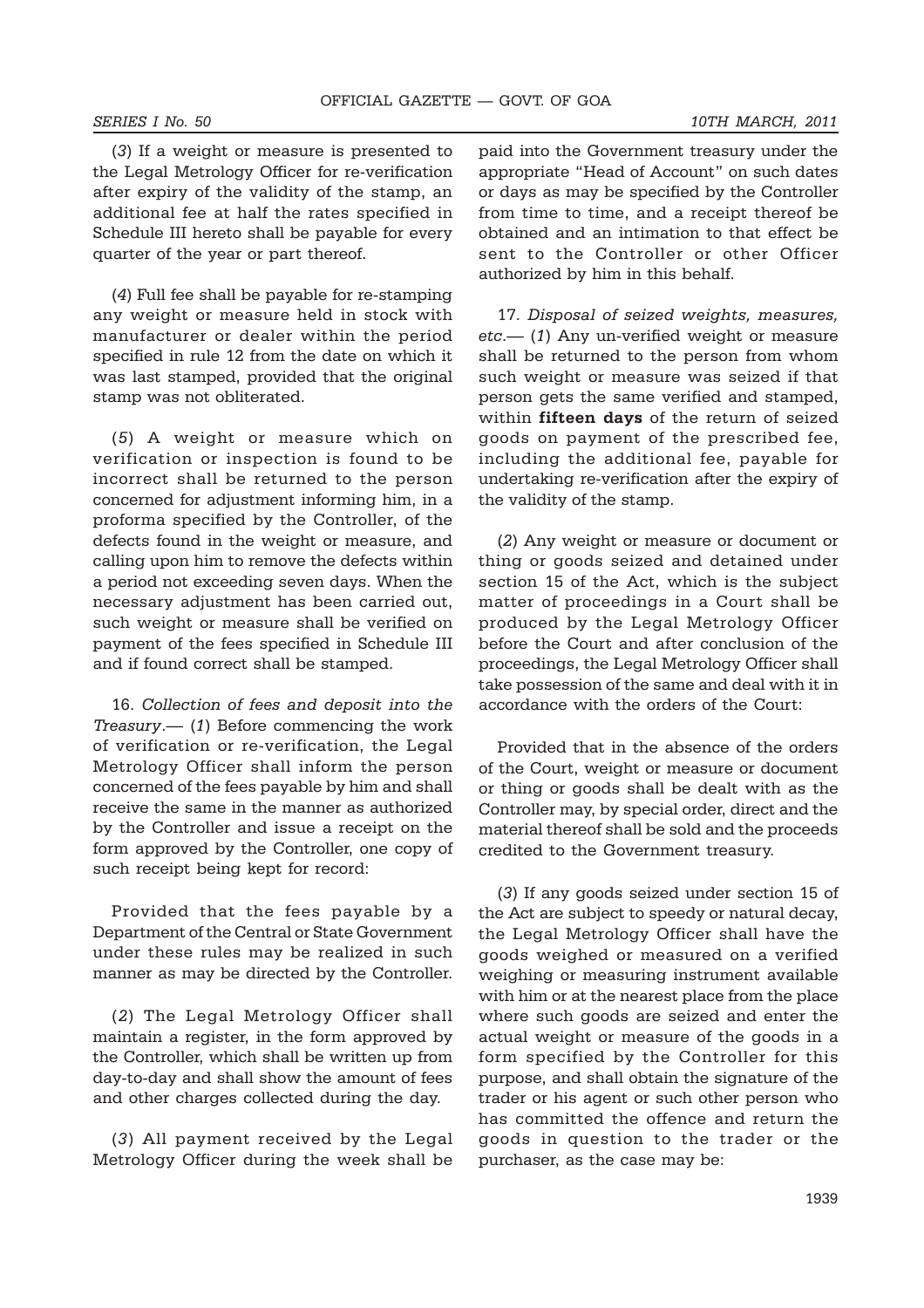(*3*) If a weight or measure is presented to the Legal Metrology Officer for re-verification after expiry of the validity of the stamp, an additional fee at half the rates specified in Schedule III hereto shall be payable for every quarter of the year or part thereof.

(*4*) Full fee shall be payable for re-stamping any weight or measure held in stock with manufacturer or dealer within the period specified in rule 12 from the date on which it was last stamped, provided that the original stamp was not obliterated.

(*5*) A weight or measure which on verification or inspection is found to be incorrect shall be returned to the person concerned for adjustment informing him, in a proforma specified by the Controller, of the defects found in the weight or measure, and calling upon him to remove the defects within a period not exceeding seven days. When the necessary adjustment has been carried out, such weight or measure shall be verified on payment of the fees specified in Schedule III and if found correct shall be stamped.

16. *Collection of fees and deposit into the Treasury*.— (*1*) Before commencing the work of verification or re-verification, the Legal Metrology Officer shall inform the person concerned of the fees payable by him and shall receive the same in the manner as authorized by the Controller and issue a receipt on the form approved by the Controller, one copy of such receipt being kept for record:

Provided that the fees payable by a Department of the Central or State Government under these rules may be realized in such manner as may be directed by the Controller.

(*2*) The Legal Metrology Officer shall maintain a register, in the form approved by the Controller, which shall be written up from day-to-day and shall show the amount of fees and other charges collected during the day.

(*3*) All payment received by the Legal Metrology Officer during the week shall be paid into the Government treasury under the appropriate "Head of Account" on such dates or days as may be specified by the Controller from time to time, and a receipt thereof be obtained and an intimation to that effect be sent to the Controller or other Officer authorized by him in this behalf.

17. *Disposal of seized weights, measures, etc.*— (*1*) Any un-verified weight or measure shall be returned to the person from whom such weight or measure was seized if that person gets the same verified and stamped, within **fifteen days** of the return of seized goods on payment of the prescribed fee, including the additional fee, payable for undertaking re-verification after the expiry of the validity of the stamp.

(*2*) Any weight or measure or document or thing or goods seized and detained under section 15 of the Act, which is the subject matter of proceedings in a Court shall be produced by the Legal Metrology Officer before the Court and after conclusion of the proceedings, the Legal Metrology Officer shall take possession of the same and deal with it in accordance with the orders of the Court:

Provided that in the absence of the orders of the Court, weight or measure or document or thing or goods shall be dealt with as the Controller may, by special order, direct and the material thereof shall be sold and the proceeds credited to the Government treasury.

(*3*) If any goods seized under section 15 of the Act are subject to speedy or natural decay, the Legal Metrology Officer shall have the goods weighed or measured on a verified weighing or measuring instrument available with him or at the nearest place from the place where such goods are seized and enter the actual weight or measure of the goods in a form specified by the Controller for this purpose, and shall obtain the signature of the trader or his agent or such other person who has committed the offence and return the goods in question to the trader or the purchaser, as the case may be: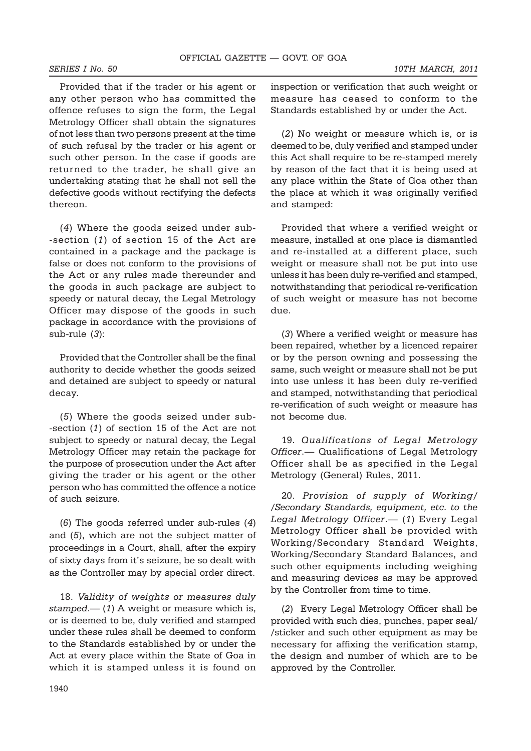Provided that if the trader or his agent or any other person who has committed the offence refuses to sign the form, the Legal Metrology Officer shall obtain the signatures of not less than two persons present at the time of such refusal by the trader or his agent or such other person. In the case if goods are returned to the trader, he shall give an undertaking stating that he shall not sell the defective goods without rectifying the defects thereon.

(*4*) Where the goods seized under sub--section (*1*) of section 15 of the Act are contained in a package and the package is false or does not conform to the provisions of the Act or any rules made thereunder and the goods in such package are subject to speedy or natural decay, the Legal Metrology Officer may dispose of the goods in such package in accordance with the provisions of sub-rule (*3*):

Provided that the Controller shall be the final authority to decide whether the goods seized and detained are subject to speedy or natural decay.

(*5*) Where the goods seized under sub--section (*1*) of section 15 of the Act are not subject to speedy or natural decay, the Legal Metrology Officer may retain the package for the purpose of prosecution under the Act after giving the trader or his agent or the other person who has committed the offence a notice of such seizure.

(*6*) The goods referred under sub-rules (*4*) and (*5*), which are not the subject matter of proceedings in a Court, shall, after the expiry of sixty days from it's seizure, be so dealt with as the Controller may by special order direct.

18. *Validity of weights or measures duly stamped*.— (*1*) A weight or measure which is, or is deemed to be, duly verified and stamped under these rules shall be deemed to conform to the Standards established by or under the Act at every place within the State of Goa in which it is stamped unless it is found on inspection or verification that such weight or measure has ceased to conform to the Standards established by or under the Act.

(*2*) No weight or measure which is, or is deemed to be, duly verified and stamped under this Act shall require to be re-stamped merely by reason of the fact that it is being used at any place within the State of Goa other than the place at which it was originally verified and stamped:

Provided that where a verified weight or measure, installed at one place is dismantled and re-installed at a different place, such weight or measure shall not be put into use unless it has been duly re-verified and stamped, notwithstanding that periodical re-verification of such weight or measure has not become due.

(*3*) Where a verified weight or measure has been repaired, whether by a licenced repairer or by the person owning and possessing the same, such weight or measure shall not be put into use unless it has been duly re-verified and stamped, notwithstanding that periodical re-verification of such weight or measure has not become due.

19. *Qualifications of Legal Metrology Officer*.— Qualifications of Legal Metrology Officer shall be as specified in the Legal Metrology (General) Rules, 2011.

20. *Provision of supply of Working/ /Secondary Standards, equipment, etc. to the Legal Metrology Officer*.— (*1*) Every Legal Metrology Officer shall be provided with Working/Secondary Standard Weights, Working/Secondary Standard Balances, and such other equipments including weighing and measuring devices as may be approved by the Controller from time to time.

(*2*) Every Legal Metrology Officer shall be provided with such dies, punches, paper seal/ /sticker and such other equipment as may be necessary for affixing the verification stamp, the design and number of which are to be approved by the Controller.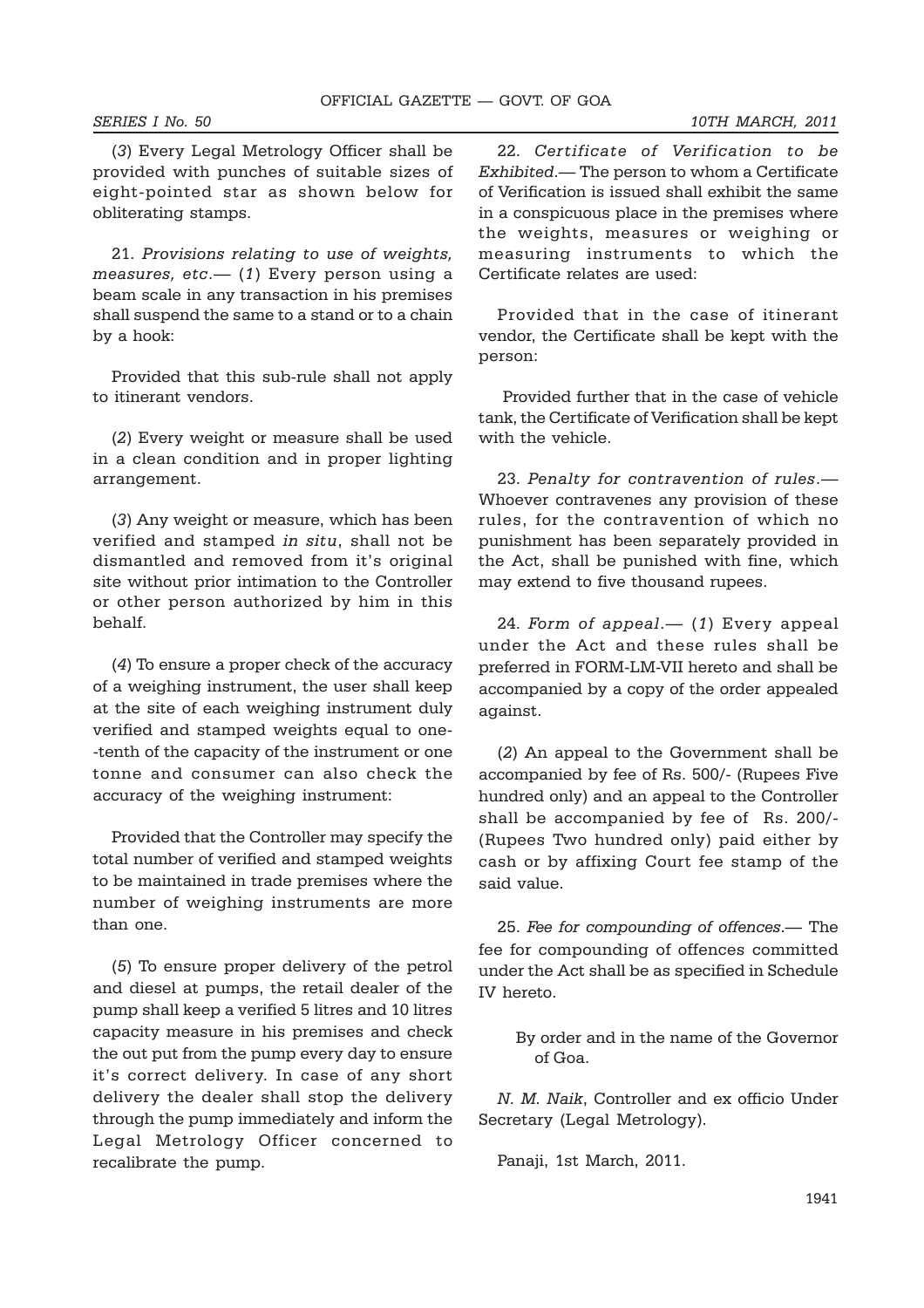(*3*) Every Legal Metrology Officer shall be provided with punches of suitable sizes of eight-pointed star as shown below for obliterating stamps.

21. *Provisions relating to use of weights, measures, etc*.— (*1*) Every person using a beam scale in any transaction in his premises shall suspend the same to a stand or to a chain by a hook:

Provided that this sub-rule shall not apply to itinerant vendors.

(*2*) Every weight or measure shall be used in a clean condition and in proper lighting arrangement.

(*3*) Any weight or measure, which has been verified and stamped *in situ*, shall not be dismantled and removed from it's original site without prior intimation to the Controller or other person authorized by him in this behalf.

(*4*) To ensure a proper check of the accuracy of a weighing instrument, the user shall keep at the site of each weighing instrument duly verified and stamped weights equal to one--tenth of the capacity of the instrument or one tonne and consumer can also check the accuracy of the weighing instrument:

Provided that the Controller may specify the total number of verified and stamped weights to be maintained in trade premises where the number of weighing instruments are more than one.

(*5*) To ensure proper delivery of the petrol and diesel at pumps, the retail dealer of the pump shall keep a verified 5 litres and 10 litres capacity measure in his premises and check the out put from the pump every day to ensure it's correct delivery. In case of any short delivery the dealer shall stop the delivery through the pump immediately and inform the Legal Metrology Officer concerned to recalibrate the pump.

22. *Certificate of Verification to be Exhibited*.— The person to whom a Certificate of Verification is issued shall exhibit the same in a conspicuous place in the premises where the weights, measures or weighing or measuring instruments to which the Certificate relates are used:

Provided that in the case of itinerant vendor, the Certificate shall be kept with the person:

Provided further that in the case of vehicle tank, the Certificate of Verification shall be kept with the vehicle.

23. *Penalty for contravention of rules*.— Whoever contravenes any provision of these rules, for the contravention of which no punishment has been separately provided in the Act, shall be punished with fine, which may extend to five thousand rupees.

24. *Form of appeal*.— (*1*) Every appeal under the Act and these rules shall be preferred in FORM-LM-VII hereto and shall be accompanied by a copy of the order appealed against.

(*2*) An appeal to the Government shall be accompanied by fee of Rs. 500/- (Rupees Five hundred only) and an appeal to the Controller shall be accompanied by fee of Rs. 200/- (Rupees Two hundred only) paid either by cash or by affixing Court fee stamp of the said value.

25. *Fee for compounding of offences*.— The fee for compounding of offences committed under the Act shall be as specified in Schedule IV hereto.

By order and in the name of the Governor of Goa.

*N. M. Naik*, Controller and ex officio Under Secretary (Legal Metrology).

Panaji, 1st March, 2011.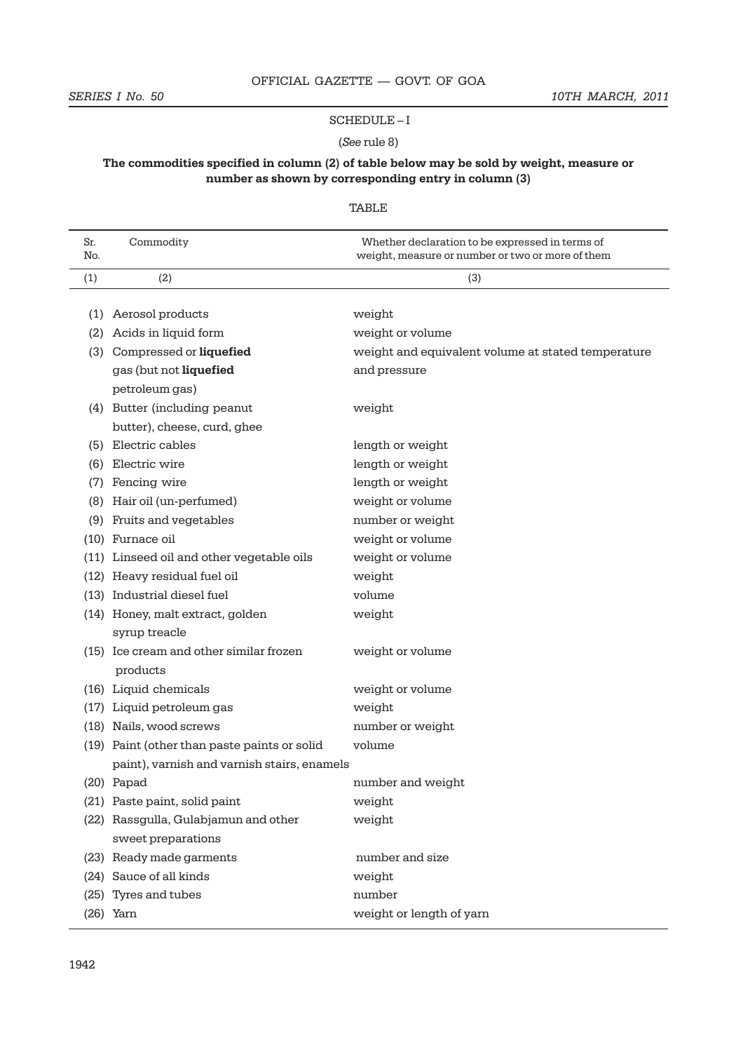SCHEDULE – I

(*See* rule 8)

**The commodities specified in column (2) of table below may be sold by weight, measure or number as shown by corresponding entry in column (3)**

TABLE

| Sr. No. | Commodity | Whether declaration to be expressed in terms of weight, measure or number or two or more of them |
|---|---|---|
| (1) | (2) | (3) |
| (1) | Aerosol products | weight |
| (2) | Acids in liquid form | weight or volume |
| (3) | Compressed or **liquefied** gas (but not **liquefied** petroleum gas) | weight and equivalent volume at stated temperature and pressure |
| (4) | Butter (including peanut butter), cheese, curd, ghee | weight |
| (5) | Electric cables | length or weight |
| (6) | Electric wire | length or weight |
| (7) | Fencing wire | length or weight |
| (8) | Hair oil (un-perfumed) | weight or volume |
| (9) | Fruits and vegetables | number or weight |
| (10) | Furnace oil | weight or volume |
| (11) | Linseed oil and other vegetable oils | weight or volume |
| (12) | Heavy residual fuel oil | weight |
| (13) | Industrial diesel fuel | volume |
| (14) | Honey, malt extract, golden syrup treacle | weight |
| (15) | Ice cream and other similar frozen products | weight or volume |
| (16) | Liquid chemicals | weight or volume |
| (17) | Liquid petroleum gas | weight |
| (18) | Nails, wood screws | number or weight |
| (19) | Paint (other than paste paints or solid paint), varnish and varnish stairs, enamels | volume |
| (20) | Papad | number and weight |
| (21) | Paste paint, solid paint | weight |
| (22) | Rassgulla, Gulabjamun and other sweet preparations | weight |
| (23) | Ready made garments | number and size |
| (24) | Sauce of all kinds | weight |
| (25) | Tyres and tubes | number |
| (26) | Yarn | weight or length of yarn |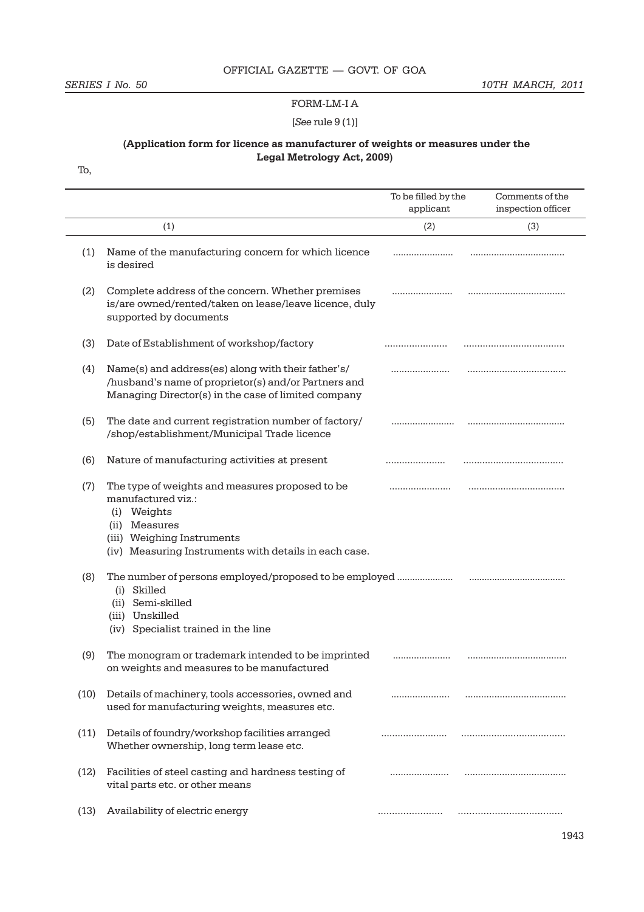FORM-LM-I A

[*See* rule 9 (1)]

**(Application form for licence as manufacturer of weights or measures under the Legal Metrology Act, 2009)**

To,

| | | To be filled by the applicant | Comments of the inspection officer |
|---|---|---|---|
| | (1) | (2) | (3) |
| (1) | Name of the manufacturing concern for which licence is desired | ....................... | ................................... |
| (2) | Complete address of the concern. Whether premises is/are owned/rented/taken on lease/leave licence, duly supported by documents | ....................... | ................................... |
| (3) | Date of Establishment of workshop/factory | ....................... | ................................... |
| (4) | Name(s) and address(es) along with their father's/ /husband's name of proprietor(s) and/or Partners and Managing Director(s) in the case of limited company | ....................... | ................................... |
| (5) | The date and current registration number of factory/ /shop/establishment/Municipal Trade licence | ....................... | ................................... |
| (6) | Nature of manufacturing activities at present | ....................... | ................................... |
| (7) | The type of weights and measures proposed to be manufactured viz.: (i) Weights (ii) Measures (iii) Weighing Instruments (iv) Measuring Instruments with details in each case. | ....................... | ................................... |
| (8) | The number of persons employed/proposed to be employed (i) Skilled (ii) Semi-skilled (iii) Unskilled (iv) Specialist trained in the line | ....................... | ................................... |
| (9) | The monogram or trademark intended to be imprinted on weights and measures to be manufactured | ....................... | ................................... |
| (10) | Details of machinery, tools accessories, owned and used for manufacturing weights, measures etc. | ....................... | ................................... |
| (11) | Details of foundry/workshop facilities arranged Whether ownership, long term lease etc. | ....................... | ................................... |
| (12) | Facilities of steel casting and hardness testing of vital parts etc. or other means | ....................... | ................................... |
| (13) | Availability of electric energy | ....................... | ................................... |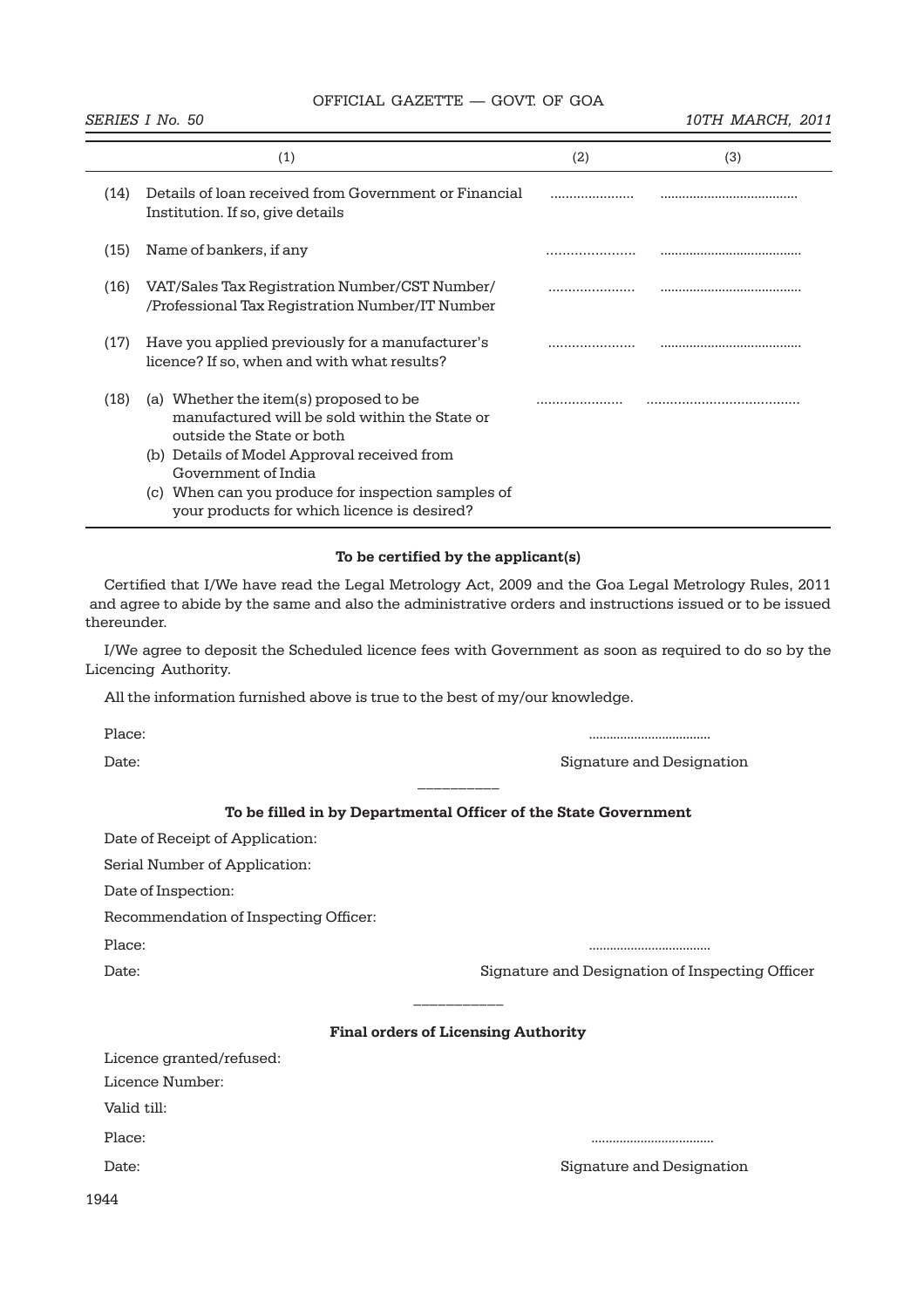| | (1) | (2) | (3) |
|---|---|---|---|
| (14) | Details of loan received from Government or Financial Institution. If so, give details | ...................... | ...................................... |
| (15) | Name of bankers, if any | ...................... | ...................................... |
| (16) | VAT/Sales Tax Registration Number/CST Number/ /Professional Tax Registration Number/IT Number | ...................... | ...................................... |
| (17) | Have you applied previously for a manufacturer's licence? If so, when and with what results? | ...................... | ...................................... |
| (18) | (a) Whether the item(s) proposed to be manufactured will be sold within the State or outside the State or both<br>(b) Details of Model Approval received from Government of India<br>(c) When can you produce for inspection samples of your products for which licence is desired? | ...................... | ...................................... |

**To be certified by the applicant(s)**

Certified that I/We have read the Legal Metrology Act, 2009 and the Goa Legal Metrology Rules, 2011 and agree to abide by the same and also the administrative orders and instructions issued or to be issued thereunder.

I/We agree to deposit the Scheduled licence fees with Government as soon as required to do so by the Licencing Authority.

All the information furnished above is true to the best of my/our knowledge.

Place: ..................................

Date: Signature and Designation

---

**To be filled in by Departmental Officer of the State Government**

Date of Receipt of Application:

Serial Number of Application:

Date of Inspection:

Recommendation of Inspecting Officer:

Place: ..................................

Date: Signature and Designation of Inspecting Officer

---

**Final orders of Licensing Authority**

Licence granted/refused:

Licence Number:

Valid till:

Place: ..................................

Date: Signature and Designation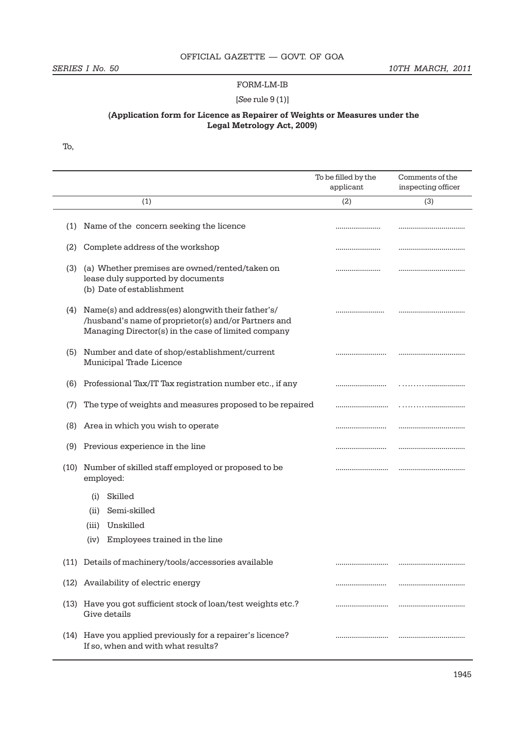FORM-LM-IB

[*See* rule 9 (1)]

**(Application form for Licence as Repairer of Weights or Measures under the Legal Metrology Act, 2009)**

To,

| | | To be filled by the applicant | Comments of the inspecting officer |
|---|---|---|---|
| | (1) | (2) | (3) |
| (1) | Name of the concern seeking the licence | ....................... | ................................. |
| (2) | Complete address of the workshop | ....................... | ................................. |
| (3) | (a) Whether premises are owned/rented/taken on lease duly supported by documents<br>(b) Date of establishment | ....................... | ................................. |
| (4) | Name(s) and address(es) alongwith their father's/ /husband's name of proprietor(s) and/or Partners and Managing Director(s) in the case of limited company | ......................... | ................................. |
| (5) | Number and date of shop/establishment/current Municipal Trade Licence | .......................... | ................................. |
| (6) | Professional Tax/IT Tax registration number etc., if any | .......................... | ................................. |
| (7) | The type of weights and measures proposed to be repaired | ........................... | ................................. |
| (8) | Area in which you wish to operate | .......................... | ................................. |
| (9) | Previous experience in the line | .......................... | ................................. |
| (10) | Number of skilled staff employed or proposed to be employed:<br>(i) Skilled<br>(ii) Semi-skilled<br>(iii) Unskilled<br>(iv) Employees trained in the line | ........................... | ................................. |
| (11) | Details of machinery/tools/accessories available | ........................... | ................................. |
| (12) | Availability of electric energy | .......................... | ................................. |
| (13) | Have you got sufficient stock of loan/test weights etc.? Give details | ........................... | ................................. |
| (14) | Have you applied previously for a repairer's licence? If so, when and with what results? | ........................... | ................................. |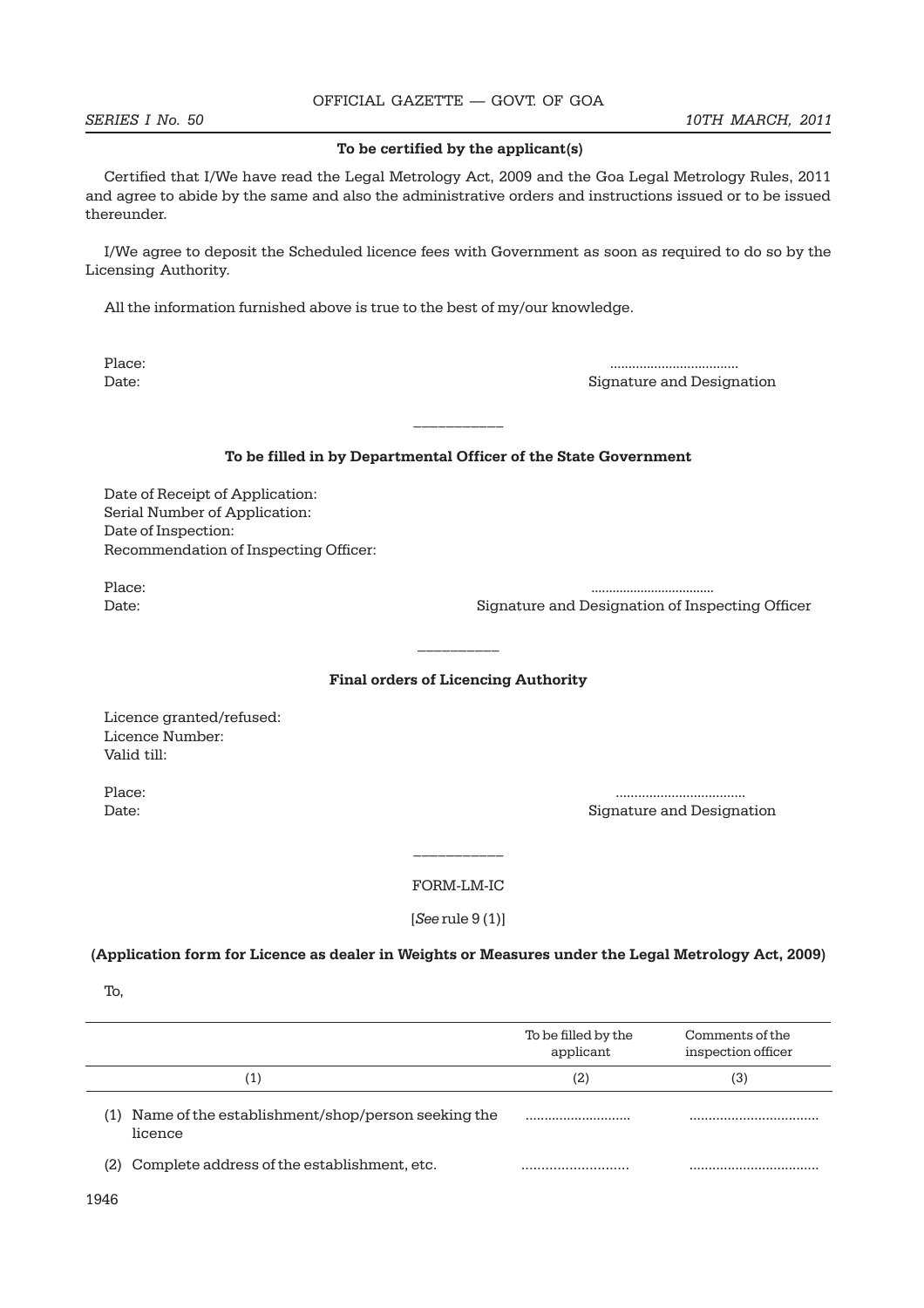**To be certified by the applicant(s)**

Certified that I/We have read the Legal Metrology Act, 2009 and the Goa Legal Metrology Rules, 2011 and agree to abide by the same and also the administrative orders and instructions issued or to be issued thereunder.

I/We agree to deposit the Scheduled licence fees with Government as soon as required to do so by the Licensing Authority.

All the information furnished above is true to the best of my/our knowledge.

Place: ..................................

Date: Signature and Designation

---

**To be filled in by Departmental Officer of the State Government**

Date of Receipt of Application:
Serial Number of Application:
Date of Inspection:
Recommendation of Inspecting Officer:

Place: ..................................

Date: Signature and Designation of Inspecting Officer

---

**Final orders of Licencing Authority**

Licence granted/refused:
Licence Number:
Valid till:

Place: ..................................

Date: Signature and Designation

---

FORM-LM-IC

[*See* rule 9 (1)]

**(Application form for Licence as dealer in Weights or Measures under the Legal Metrology Act, 2009)**

To,

| | To be filled by the applicant | Comments of the inspection officer |
|---|---|---|
| (1) | (2) | (3) |
| (1) Name of the establishment/shop/person seeking the licence | ........................... | ................................. |
| (2) Complete address of the establishment, etc. | ........................... | ................................. |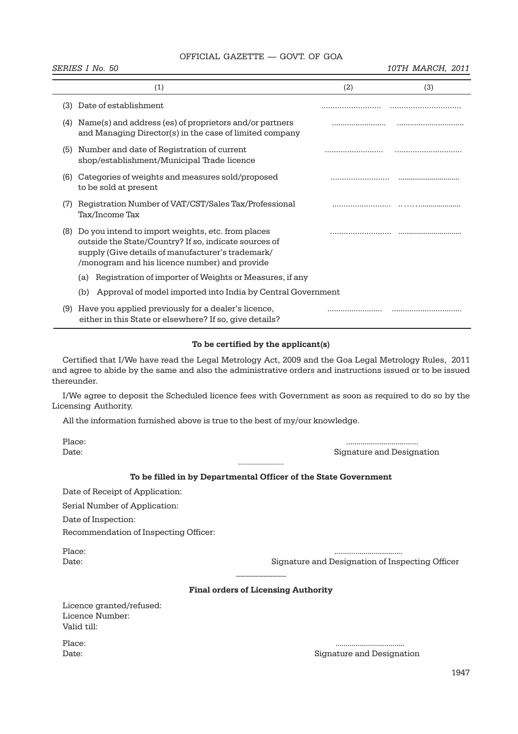| (1) | (2) | (3) |
|---|---|---|
| (3) Date of establishment | .......................... | .............................. |
| (4) Name(s) and address (es) of proprietors and/or partners and Managing Director(s) in the case of limited company | ......................... | .............................. |
| (5) Number and date of Registration of current shop/establishment/Municipal Trade licence | .......................... | ............................. |
| (6) Categories of weights and measures sold/proposed to be sold at present | .......................... | .............................. |
| (7) Registration Number of VAT/CST/Sales Tax/Professional Tax/Income Tax | .......................... | .. …….................. |
| (8) Do you intend to import weights, etc. from places outside the State/Country? If so, indicate sources of supply (Give details of manufacturer's trademark/ /monogram and his licence number) and provide | .......................... | .............................. |
| (a) Registration of importer of Weights or Measures, if any | | |
| (b) Approval of model imported into India by Central Government | | |
| (9) Have you applied previously for a dealer's licence, either in this State or elsewhere? If so, give details? | ......................... | ............................... |

**To be certified by the applicant(s)**

Certified that I/We have read the Legal Metrology Act, 2009 and the Goa Legal Metrology Rules, 2011 and agree to abide by the same and also the administrative orders and instructions issued or to be issued thereunder.

I/We agree to deposit the Scheduled licence fees with Government as soon as required to do so by the Licensing Authority.

All the information furnished above is true to the best of my/our knowledge.

Place:
Date:

..................................
Signature and Designation

---

**To be filled in by Departmental Officer of the State Government**

Date of Receipt of Application:

Serial Number of Application:

Date of Inspection:

Recommendation of Inspecting Officer:

Place:
Date:

..................................
Signature and Designation of Inspecting Officer

---

**Final orders of Licensing Authority**

Licence granted/refused:
Licence Number:
Valid till:

Place:
Date:

..................................
Signature and Designation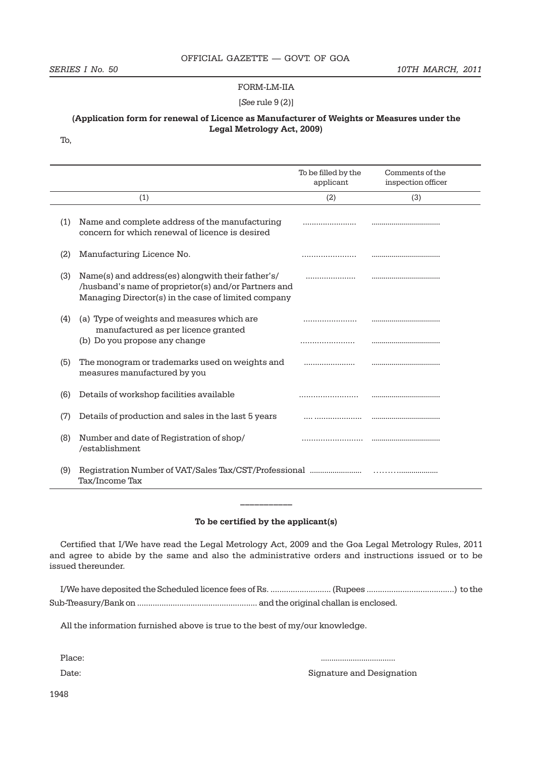FORM-LM-IIA

[*See* rule 9 (2)]

**(Application form for renewal of Licence as Manufacturer of Weights or Measures under the Legal Metrology Act, 2009)**

To,

| | | To be filled by the applicant | Comments of the inspection officer |
|---|---|---|---|
| | (1) | (2) | (3) |
| (1) | Name and complete address of the manufacturing concern for which renewal of licence is desired | ........................ | ................................. |
| (2) | Manufacturing Licence No. | ...................... | ................................. |
| (3) | Name(s) and address(es) alongwith their father's/ /husband's name of proprietor(s) and/or Partners and Managing Director(s) in the case of limited company | ..................... | ................................. |
| (4) | (a) Type of weights and measures which are manufactured as per licence granted | ...................... | ................................. |
| | (b) Do you propose any change | ...................... | ................................. |
| (5) | The monogram or trademarks used on weights and measures manufactured by you | ...................... | ................................. |
| (6) | Details of workshop facilities available | ......................... | ................................. |
| (7) | Details of production and sales in the last 5 years | .... ..................... | ................................. |
| (8) | Number and date of Registration of shop/ /establishment | ......................... | ................................. |
| (9) | Registration Number of VAT/Sales Tax/CST/Professional Tax/Income Tax | ........................ | ………................... |

**To be certified by the applicant(s)**

Certified that I/We have read the Legal Metrology Act, 2009 and the Goa Legal Metrology Rules, 2011 and agree to abide by the same and also the administrative orders and instructions issued or to be issued thereunder.

I/We have deposited the Scheduled licence fees of Rs. ........................... (Rupees ......................................) to the Sub-Treasury/Bank on ..................................................... and the original challan is enclosed.

All the information furnished above is true to the best of my/our knowledge.

Place: ..................................

Date: Signature and Designation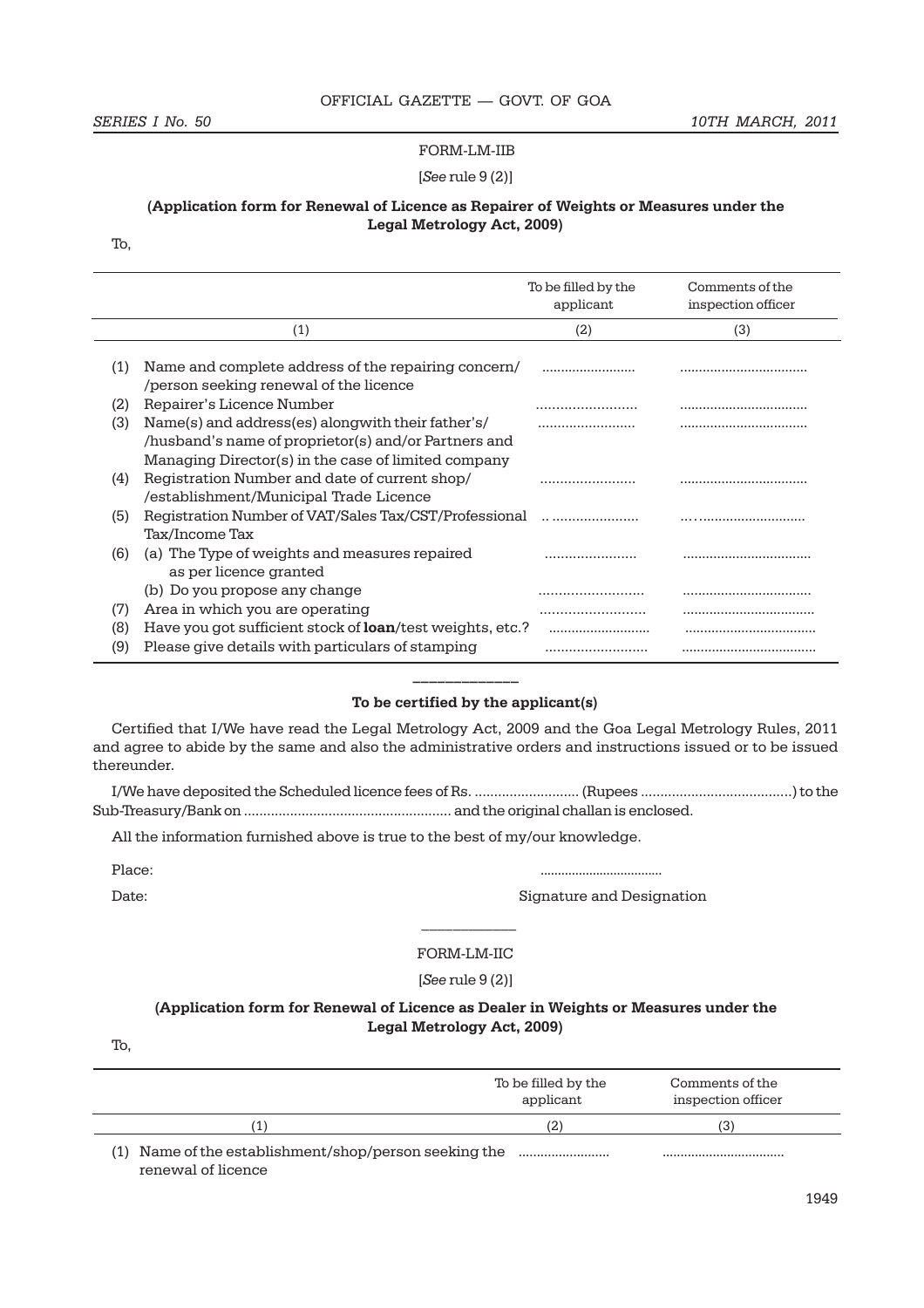FORM-LM-IIB

[*See* rule 9 (2)]

**(Application form for Renewal of Licence as Repairer of Weights or Measures under the Legal Metrology Act, 2009)**

To,

| | | To be filled by the applicant | Comments of the inspection officer |
|---|---|---|---|
| | (1) | (2) | (3) |
| (1) | Name and complete address of the repairing concern/ /person seeking renewal of the licence | ........................ | ................................ |
| (2) | Repairer's Licence Number | ........................ | ................................ |
| (3) | Name(s) and address(es) alongwith their father's/ /husband's name of proprietor(s) and/or Partners and Managing Director(s) in the case of limited company | ........................ | ................................ |
| (4) | Registration Number and date of current shop/ /establishment/Municipal Trade Licence | ........................ | ................................ |
| (5) | Registration Number of VAT/Sales Tax/CST/Professional Tax/Income Tax | ........................ | ................................ |
| (6) | (a) The Type of weights and measures repaired as per licence granted | ........................ | ................................ |
| | (b) Do you propose any change | ........................ | ................................ |
| (7) | Area in which you are operating | ........................ | ................................ |
| (8) | Have you got sufficient stock of **loan**/test weights, etc.? | ........................ | ................................ |
| (9) | Please give details with particulars of stamping | ........................ | ................................ |

**To be certified by the applicant(s)**

Certified that I/We have read the Legal Metrology Act, 2009 and the Goa Legal Metrology Rules, 2011 and agree to abide by the same and also the administrative orders and instructions issued or to be issued thereunder.

I/We have deposited the Scheduled licence fees of Rs. .......................... (Rupees ......................................) to the Sub-Treasury/Bank on .................................................... and the original challan is enclosed.

All the information furnished above is true to the best of my/our knowledge.

Place: ..................................

Date: Signature and Designation

FORM-LM-IIC

[*See* rule 9 (2)]

**(Application form for Renewal of Licence as Dealer in Weights or Measures under the Legal Metrology Act, 2009)**

To,

| | | To be filled by the applicant | Comments of the inspection officer |
|---|---|---|---|
| | (1) | (2) | (3) |
| (1) | Name of the establishment/shop/person seeking the renewal of licence | ........................ | ................................ |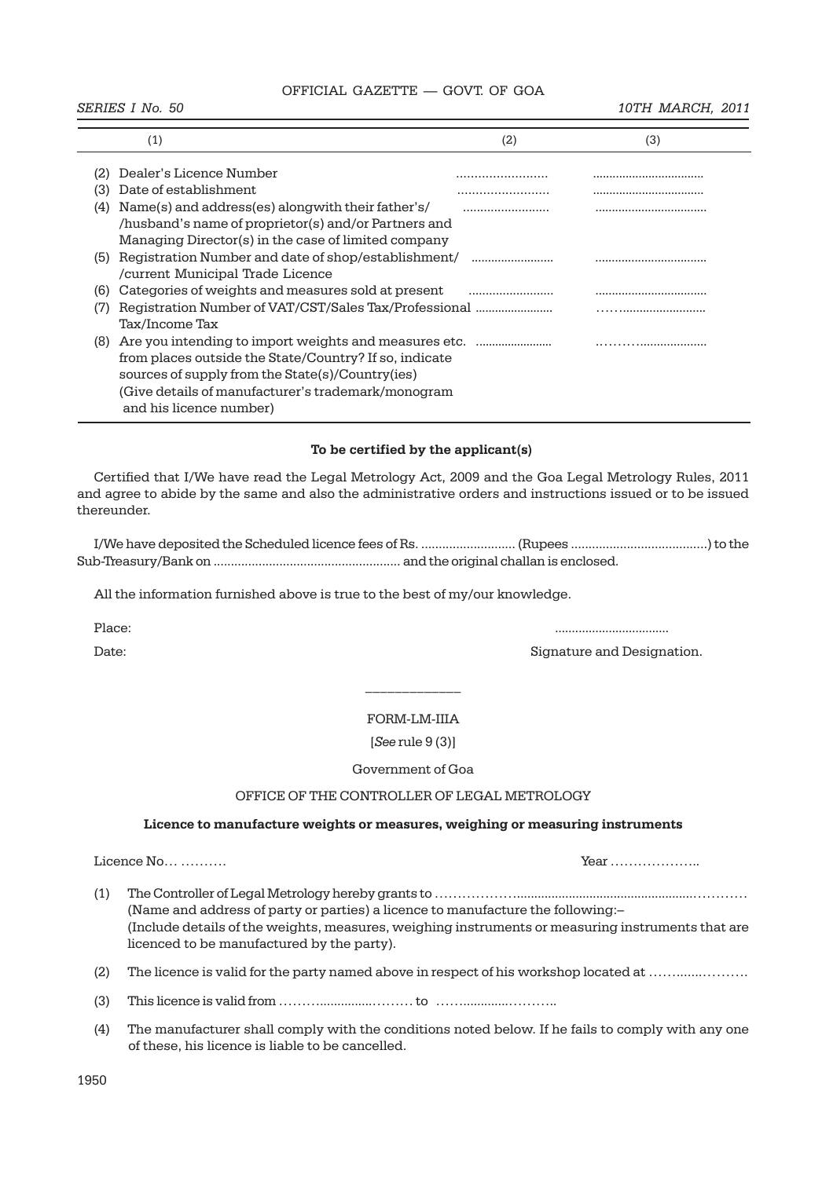| (1) | (2) | (3) |
|---|---|---|
| (2) Dealer's Licence Number | ........................ | ................................ |
| (3) Date of establishment | ........................ | ................................ |
| (4) Name(s) and address(es) alongwith their father's/ /husband's name of proprietor(s) and/or Partners and Managing Director(s) in the case of limited company | ........................ | ................................ |
| (5) Registration Number and date of shop/establishment/ /current Municipal Trade Licence | ........................ | ................................ |
| (6) Categories of weights and measures sold at present | ........................ | ................................ |
| (7) Registration Number of VAT/CST/Sales Tax/Professional Tax/Income Tax | ........................ | ................................ |
| (8) Are you intending to import weights and measures etc. from places outside the State/Country? If so, indicate sources of supply from the State(s)/Country(ies) (Give details of manufacturer's trademark/monogram and his licence number) | ........................ | ................................ |

**To be certified by the applicant(s)**

Certified that I/We have read the Legal Metrology Act, 2009 and the Goa Legal Metrology Rules, 2011 and agree to abide by the same and also the administrative orders and instructions issued or to be issued thereunder.

I/We have deposited the Scheduled licence fees of Rs. ........................... (Rupees ......................................) to the Sub-Treasury/Bank on ..................................................... and the original challan is enclosed.

All the information furnished above is true to the best of my/our knowledge.

Place: .................................

Date: Signature and Designation.

\_\_\_\_\_\_\_\_\_\_

FORM-LM-IIIA

[*See* rule 9 (3)]

Government of Goa

OFFICE OF THE CONTROLLER OF LEGAL METROLOGY

**Licence to manufacture weights or measures, weighing or measuring instruments**

Licence No… ………. Year ………………..

(1) The Controller of Legal Metrology hereby grants to ……………….................................................………… (Name and address of party or parties) a licence to manufacture the following:–
(Include details of the weights, measures, weighing instruments or measuring instruments that are licenced to be manufactured by the party).

(2) The licence is valid for the party named above in respect of his workshop located at ……......……….

(3) This licence is valid from ……….............……… to ……...........………..

(4) The manufacturer shall comply with the conditions noted below. If he fails to comply with any one of these, his licence is liable to be cancelled.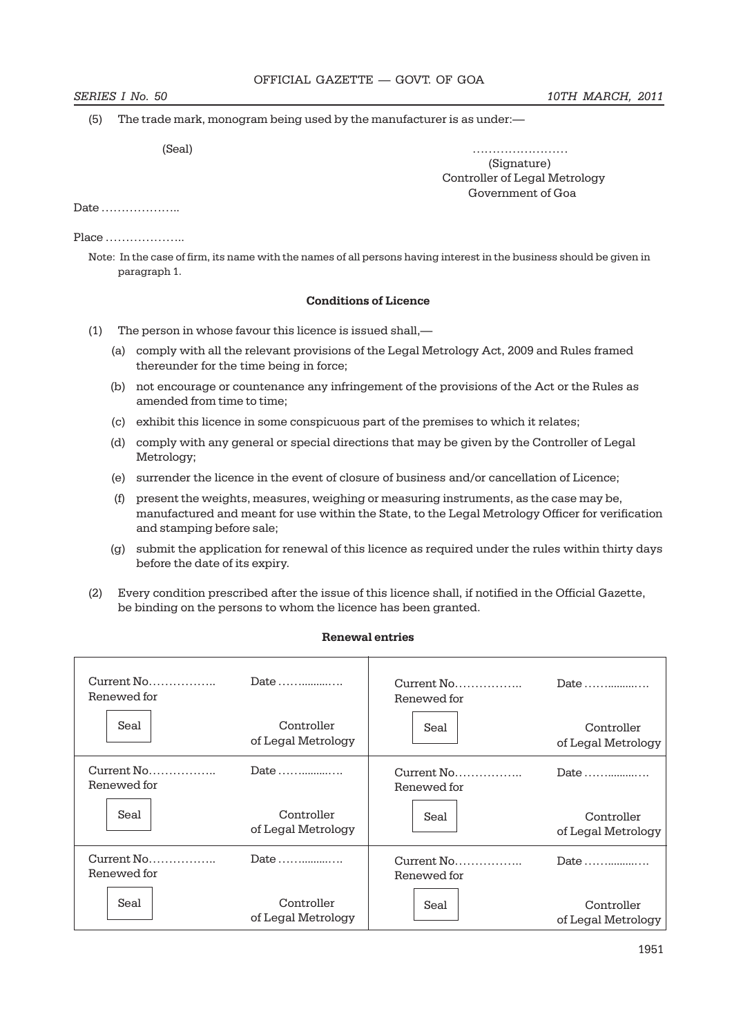(5) The trade mark, monogram being used by the manufacturer is as under:—

(Seal)

……………………
(Signature)
Controller of Legal Metrology
Government of Goa

Date ………………..

Place ………………..

Note: In the case of firm, its name with the names of all persons having interest in the business should be given in paragraph 1.

**Conditions of Licence**

(1) The person in whose favour this licence is issued shall,—

(a) comply with all the relevant provisions of the Legal Metrology Act, 2009 and Rules framed thereunder for the time being in force;

(b) not encourage or countenance any infringement of the provisions of the Act or the Rules as amended from time to time;

(c) exhibit this licence in some conspicuous part of the premises to which it relates;

(d) comply with any general or special directions that may be given by the Controller of Legal Metrology;

(e) surrender the licence in the event of closure of business and/or cancellation of Licence;

(f) present the weights, measures, weighing or measuring instruments, as the case may be, manufactured and meant for use within the State, to the Legal Metrology Officer for verification and stamping before sale;

(g) submit the application for renewal of this licence as required under the rules within thirty days before the date of its expiry.

(2) Every condition prescribed after the issue of this licence shall, if notified in the Official Gazette, be binding on the persons to whom the licence has been granted.

**Renewal entries**

| | | | |
|---|---|---|---|
| Current No…………….. Renewed for | Date ……..........…. | Current No…………….. Renewed for | Date ……..........…. |
| Seal | Controller of Legal Metrology | Seal | Controller of Legal Metrology |
| Current No…………….. Renewed for | Date ……..........…. | Current No…………….. Renewed for | Date ……..........…. |
| Seal | Controller of Legal Metrology | Seal | Controller of Legal Metrology |
| Current No…………….. Renewed for | Date ……..........…. | Current No…………….. Renewed for | Date ……..........…. |
| Seal | Controller of Legal Metrology | Seal | Controller of Legal Metrology |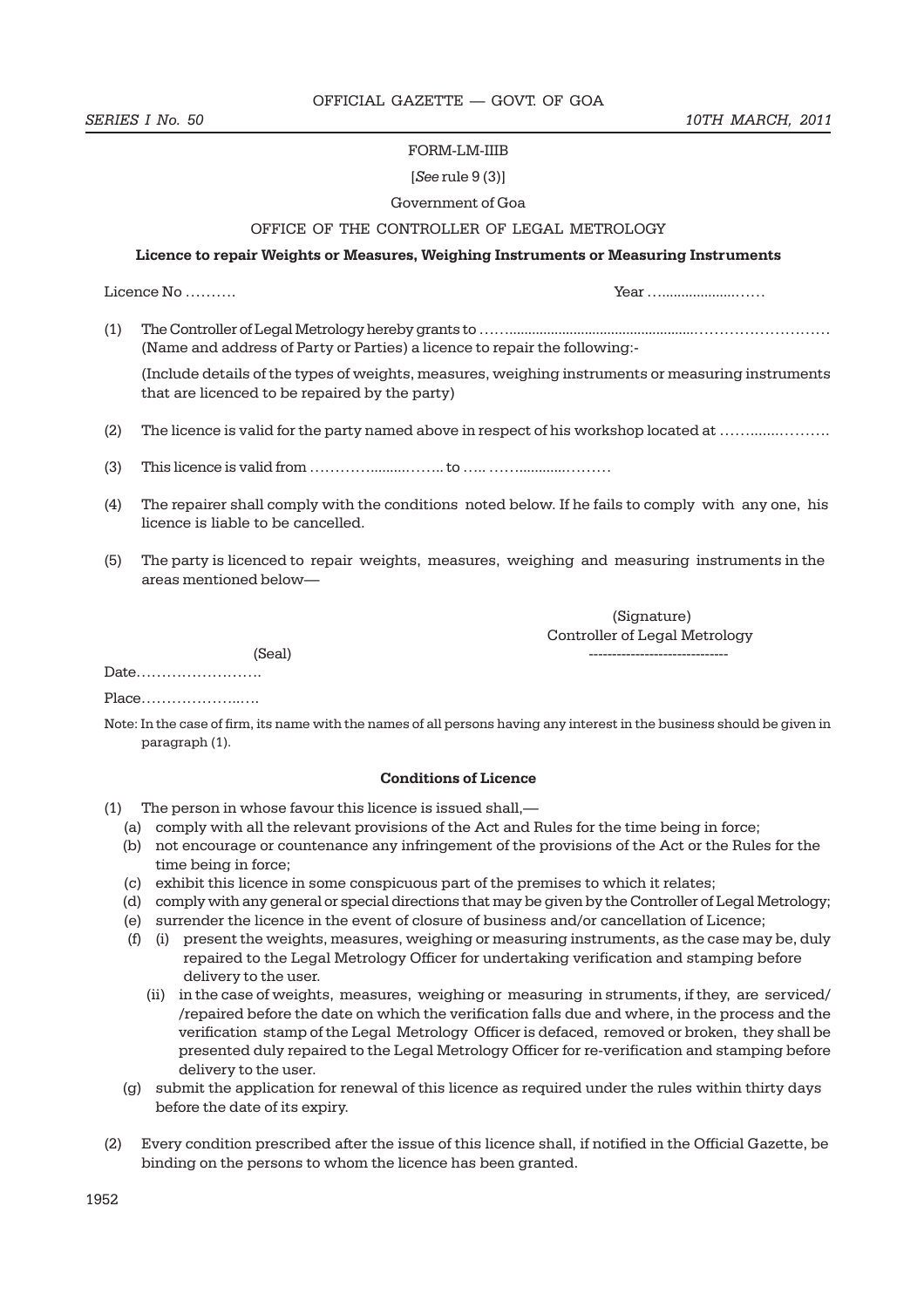FORM-LM-IIIB

[*See* rule 9 (3)]

Government of Goa

OFFICE OF THE CONTROLLER OF LEGAL METROLOGY

**Licence to repair Weights or Measures, Weighing Instruments or Measuring Instruments**

Licence No ………. Year ….....................……

(1) The Controller of Legal Metrology hereby grants to ……...................................................……………………… (Name and address of Party or Parties) a licence to repair the following:-

(Include details of the types of weights, measures, weighing instruments or measuring instruments that are licenced to be repaired by the party)

(2) The licence is valid for the party named above in respect of his workshop located at …….......……….

(3) This licence is valid from ………….........…….. to ….. ……...........………

(4) The repairer shall comply with the conditions noted below. If he fails to comply with any one, his licence is liable to be cancelled.

(5) The party is licenced to repair weights, measures, weighing and measuring instruments in the areas mentioned below—

(Signature)
Controller of Legal Metrology
------------------------------

(Seal)

Date…………………….

Place………………..….

Note: In the case of firm, its name with the names of all persons having any interest in the business should be given in paragraph (1).

**Conditions of Licence**

(1) The person in whose favour this licence is issued shall,—

(a) comply with all the relevant provisions of the Act and Rules for the time being in force;

(b) not encourage or countenance any infringement of the provisions of the Act or the Rules for the time being in force;

(c) exhibit this licence in some conspicuous part of the premises to which it relates;

(d) comply with any general or special directions that may be given by the Controller of Legal Metrology;

(e) surrender the licence in the event of closure of business and/or cancellation of Licence;

(f) (i) present the weights, measures, weighing or measuring instruments, as the case may be, duly repaired to the Legal Metrology Officer for undertaking verification and stamping before delivery to the user.

(ii) in the case of weights, measures, weighing or measuring in struments, if they, are serviced/ /repaired before the date on which the verification falls due and where, in the process and the verification stamp of the Legal Metrology Officer is defaced, removed or broken, they shall be presented duly repaired to the Legal Metrology Officer for re-verification and stamping before delivery to the user.

(g) submit the application for renewal of this licence as required under the rules within thirty days before the date of its expiry.

(2) Every condition prescribed after the issue of this licence shall, if notified in the Official Gazette, be binding on the persons to whom the licence has been granted.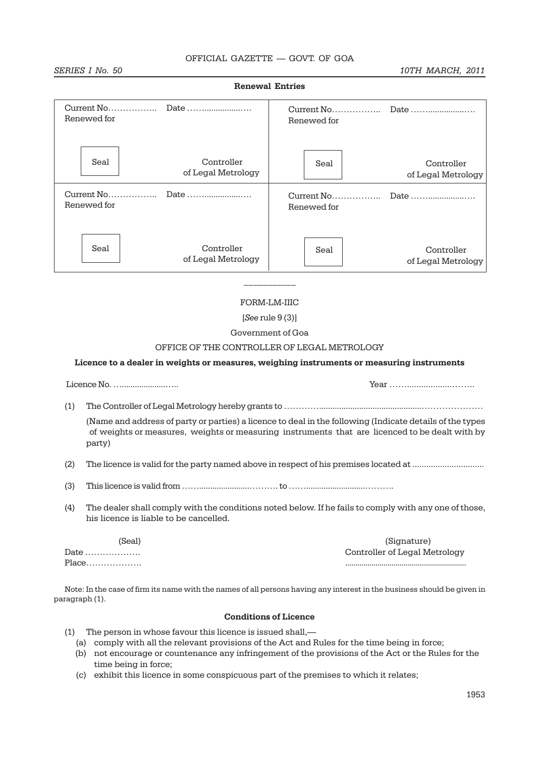**Renewal Entries**

| | |
|---|---|
| Current No…………….. Date ……................…. Renewed for<br><br>Seal Controller of Legal Metrology | Current No…………….. Date ……................…. Renewed for<br><br>Seal Controller of Legal Metrology |
| Current No…………….. Date ……................…. Renewed for<br><br>Seal Controller of Legal Metrology | Current No…………….. Date ……................…. Renewed for<br><br>Seal Controller of Legal Metrology |

———————

FORM-LM-IIIC

[*See* rule 9 (3)]

Government of Goa

OFFICE OF THE CONTROLLER OF LEGAL METROLOGY

**Licence to a dealer in weights or measures, weighing instruments or measuring instruments**

Licence No. …....................….. Year ……...................……..

(1) The Controller of Legal Metrology hereby grants to …………..............................................…………………

(Name and address of party or parties) a licence to deal in the following (Indicate details of the types of weights or measures, weights or measuring instruments that are licenced to be dealt with by party)

(2) The licence is valid for the party named above in respect of his premises located at ..............................

(3) This licence is valid from ……......................………. to ……..........................……….

(4) The dealer shall comply with the conditions noted below. If he fails to comply with any one of those, his licence is liable to be cancelled.

(Seal) (Signature)

Date ………………. Controller of Legal Metrology

Place………………. ..........................................................

Note: In the case of firm its name with the names of all persons having any interest in the business should be given in paragraph (1).

**Conditions of Licence**

(1) The person in whose favour this licence is issued shall,—

(a) comply with all the relevant provisions of the Act and Rules for the time being in force;

(b) not encourage or countenance any infringement of the provisions of the Act or the Rules for the time being in force;

(c) exhibit this licence in some conspicuous part of the premises to which it relates;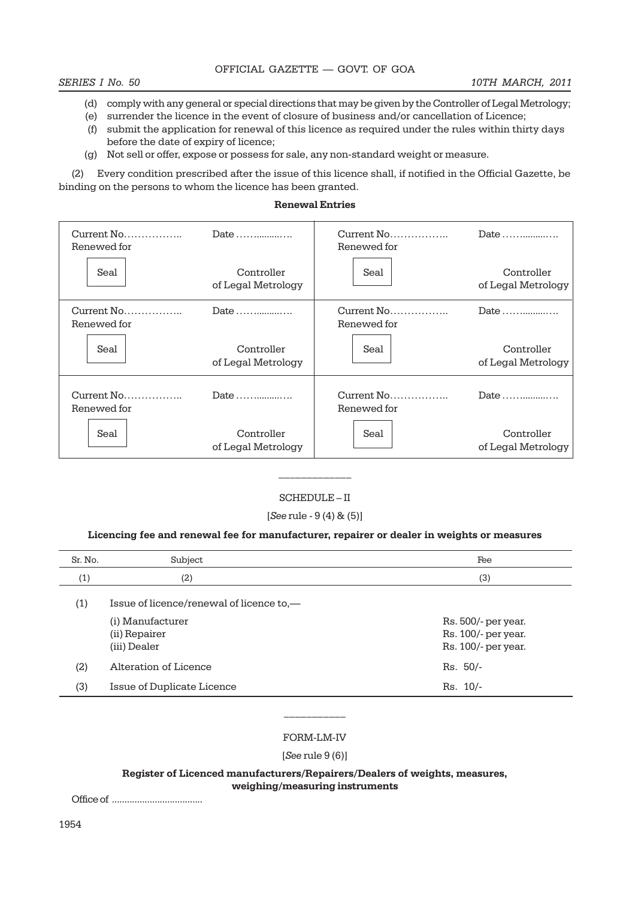(d) comply with any general or special directions that may be given by the Controller of Legal Metrology;

(e) surrender the licence in the event of closure of business and/or cancellation of Licence;

(f) submit the application for renewal of this licence as required under the rules within thirty days before the date of expiry of licence;

(g) Not sell or offer, expose or possess for sale, any non-standard weight or measure.

(2) Every condition prescribed after the issue of this licence shall, if notified in the Official Gazette, be binding on the persons to whom the licence has been granted.

**Renewal Entries**

| | |
|---|---|
| Current No.................. Date .................. Renewed for Seal Controller of Legal Metrology | Current No.................. Date .................. Renewed for Seal Controller of Legal Metrology |
| Current No.................. Date .................. Renewed for Seal Controller of Legal Metrology | Current No.................. Date .................. Renewed for Seal Controller of Legal Metrology |
| Current No.................. Date .................. Renewed for Seal Controller of Legal Metrology | Current No.................. Date .................. Renewed for Seal Controller of Legal Metrology |

SCHEDULE – II

[*See* rule - 9 (4) & (5)]

**Licencing fee and renewal fee for manufacturer, repairer or dealer in weights or measures**

| Sr. No. | Subject | Fee |
|---|---|---|
| (1) | (2) | (3) |
| (1) | Issue of licence/renewal of licence to,— | |
| | (i) Manufacturer | Rs. 500/- per year. |
| | (ii) Repairer | Rs. 100/- per year. |
| | (iii) Dealer | Rs. 100/- per year. |
| (2) | Alteration of Licence | Rs. 50/- |
| (3) | Issue of Duplicate Licence | Rs. 10/- |

FORM-LM-IV

[*See* rule 9 (6)]

**Register of Licenced manufacturers/Repairers/Dealers of weights, measures, weighing/measuring instruments**

Office of ...................................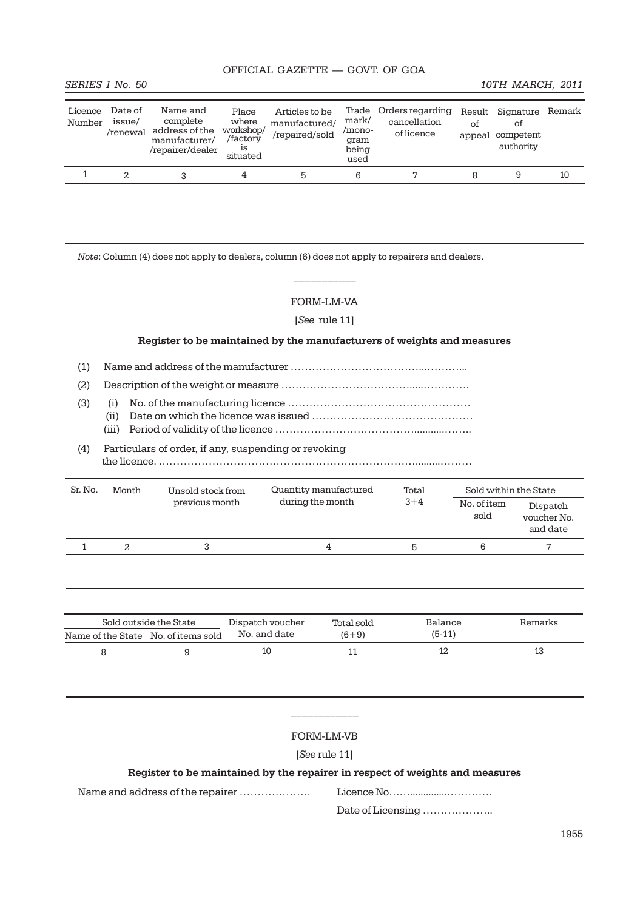| Licence Number | Date of issue/ /renewal | Name and complete address of the manufacturer/ /repairer/dealer | Place where workshop/ /factory is situated | Articles to be manufactured/ /repaired/sold | Trade mark/ /mono-gram being used | Orders regarding cancellation of licence | Result of appeal | Signature of competent authority | Remark |
|---|---|---|---|---|---|---|---|---|---|
| 1 | 2 | 3 | 4 | 5 | 6 | 7 | 8 | 9 | 10 |

*Note*: Column (4) does not apply to dealers, column (6) does not apply to repairers and dealers.

---

FORM-LM-VA

[*See* rule 11]

**Register to be maintained by the manufacturers of weights and measures**

(1) Name and address of the manufacturer ………………………………...………..

(2) Description of the weight or measure ……………………………….....………….

(3) (i) No. of the manufacturing licence ……………………………………………
(ii) Date on which the licence was issued ………………………………………
(iii) Period of validity of the licence ………………………………...........……..

(4) Particulars of order, if any, suspending or revoking the licence. …………………………………………………………………........………

| Sr. No. | Month | Unsold stock from previous month | Quantity manufactured during the month | Total 3+4 | Sold within the State | |
|---|---|---|---|---|---|---|
| | | | | | No. of item sold | Dispatch voucher No. and date |
| 1 | 2 | 3 | 4 | 5 | 6 | 7 |

| Sold outside the State | | Dispatch voucher No. and date | Total sold (6+9) | Balance (5-11) | Remarks |
|---|---|---|---|---|---|
| Name of the State | No. of items sold | | | | |
| 8 | 9 | 10 | 11 | 12 | 13 |

---

FORM-LM-VB

[*See* rule 11]

**Register to be maintained by the repairer in respect of weights and measures**

Name and address of the repairer ……………….. Licence No……..............………….

Date of Licensing ………………..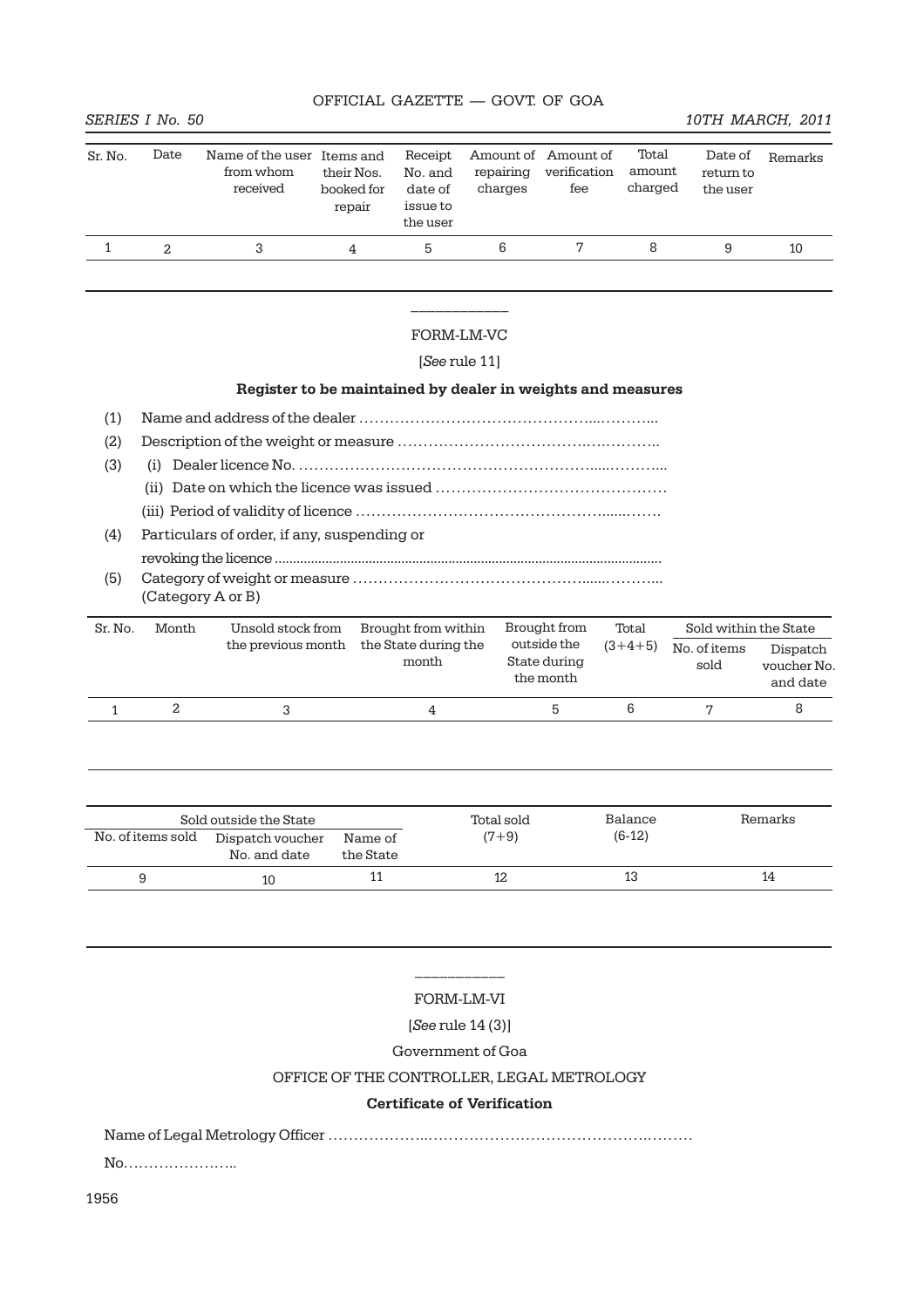| Sr. No. | Date | Name of the user from whom received | Items and their Nos. booked for repair | Receipt No. and date of issue to the user | Amount of repairing charges | Amount of verification fee | Total amount charged | Date of return to the user | Remarks |
|---|---|---|---|---|---|---|---|---|---|
| 1 | 2 | 3 | 4 | 5 | 6 | 7 | 8 | 9 | 10 |

---

FORM-LM-VC

[*See* rule 11]

**Register to be maintained by dealer in weights and measures**

(1) Name and address of the dealer ……………………………………...………..

(2) Description of the weight or measure ………………………………….…………..

(3) (i) Dealer licence No. ……………………………………………………......………...

(ii) Date on which the licence was issued ………………………………………

(iii) Period of validity of licence ………………………………………......…….

(4) Particulars of order, if any, suspending or revoking the licence .........................................................................................................

(5) Category of weight or measure ……………………………………......………...
(Category A or B)

| Sr. No. | Month | Unsold stock from the previous month | Brought from within the State during the month | Brought from outside the State during the month | Total (3+4+5) | Sold within the State | |
|---|---|---|---|---|---|---|---|
| | | | | | | No. of items sold | Dispatch voucher No. and date |
| 1 | 2 | 3 | 4 | 5 | 6 | 7 | 8 |

| Sold outside the State | | | Total sold (7+9) | Balance (6-12) | Remarks |
|---|---|---|---|---|---|
| No. of items sold | Dispatch voucher No. and date | Name of the State | | | |
| 9 | 10 | 11 | 12 | 13 | 14 |

---

FORM-LM-VI

[*See* rule 14 (3)]

Government of Goa

OFFICE OF THE CONTROLLER, LEGAL METROLOGY

**Certificate of Verification**

Name of Legal Metrology Officer ………………..……………………………….………

No…………………..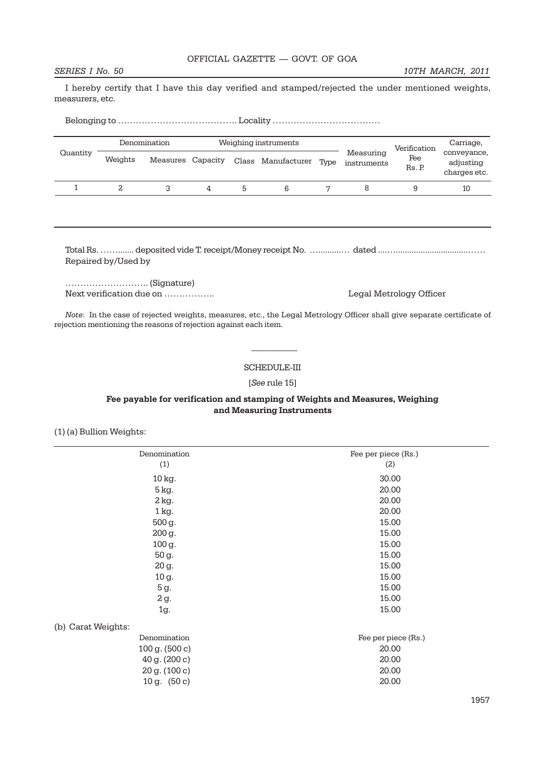I hereby certify that I have this day verified and stamped/rejected the under mentioned weights, measurers, etc.

Belonging to …………………………………. Locality ………………………………

| Quantity | Denomination | | Weighing instruments | | | | Measuring instruments | Verification Fee Rs. P. | Carriage, conveyance, adjusting charges etc. |
|---|---|---|---|---|---|---|---|---|---|
| | Weights | Measures | Capacity | Class | Manufacturer | Type | | | |
| 1 | 2 | 3 | 4 | 5 | 6 | 7 | 8 | 9 | 10 |
| | | | | | | | | | |

Total Rs. …….....deposited vide T. receipt/Money receipt No. …..........… dated ....….................................……
Repaired by/Used by

……………………….. (Signature)
Next verification due on …………….. Legal Metrology Officer

*Note*: In the case of rejected weights, measures, etc., the Legal Metrology Officer shall give separate certificate of rejection mentioning the reasons of rejection against each item.

---

## SCHEDULE-III

[*See* rule 15]

**Fee payable for verification and stamping of Weights and Measures, Weighing and Measuring Instruments**

(1) (a) Bullion Weights:

| Denomination (1) | Fee per piece (Rs.) (2) |
|---|---|
| 10 kg. | 30.00 |
| 5 kg. | 20.00 |
| 2 kg. | 20.00 |
| 1 kg. | 20.00 |
| 500 g. | 15.00 |
| 200 g. | 15.00 |
| 100 g. | 15.00 |
| 50 g. | 15.00 |
| 20 g. | 15.00 |
| 10 g. | 15.00 |
| 5 g. | 15.00 |
| 2 g. | 15.00 |
| 1g. | 15.00 |

(b) Carat Weights:

| Denomination | Fee per piece (Rs.) |
|---|---|
| 100 g. (500 c) | 20.00 |
| 40 g. (200 c) | 20.00 |
| 20 g. (100 c) | 20.00 |
| 10 g. (50 c) | 20.00 |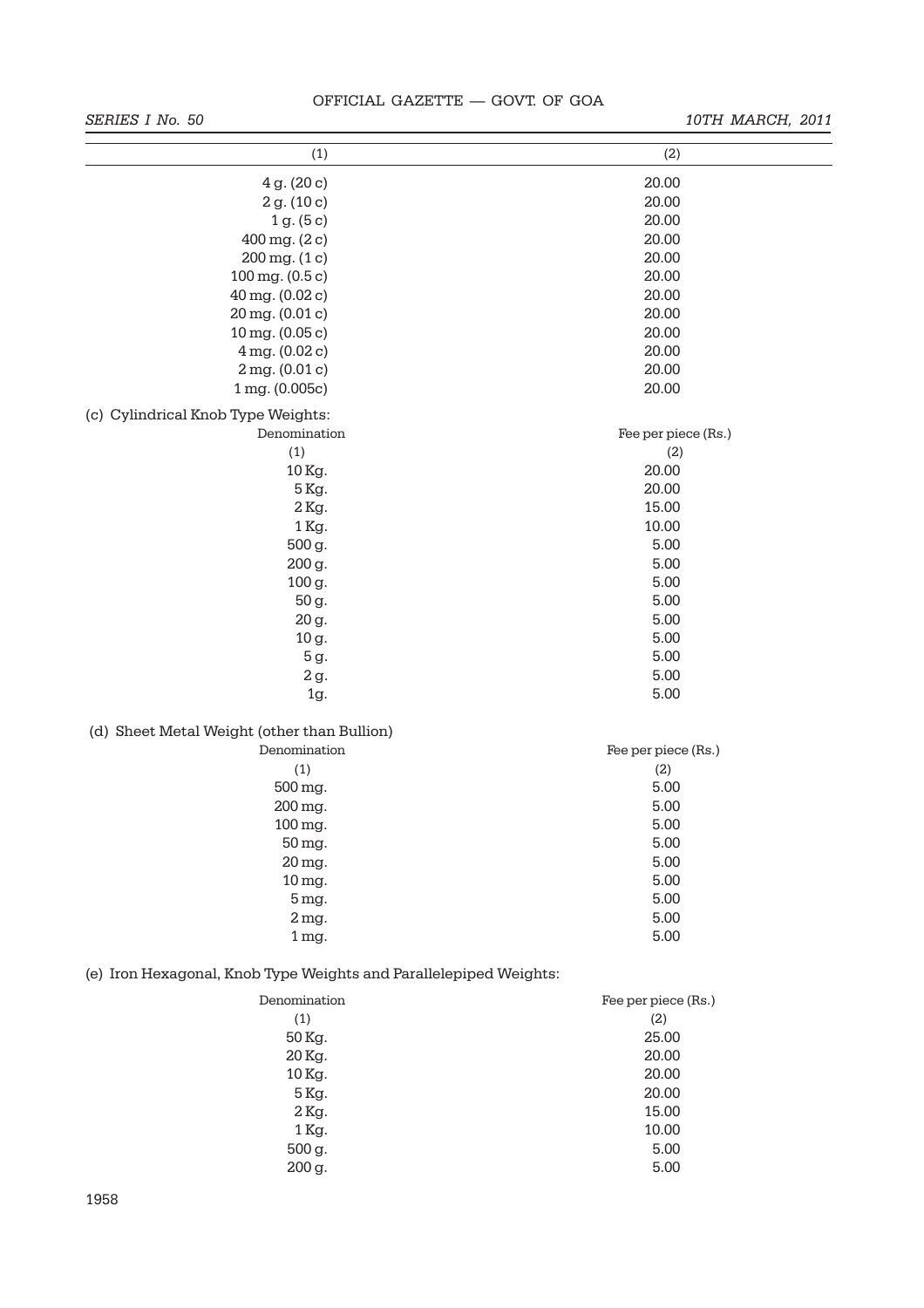| (1) | (2) |
|---|---|
| 4 g. (20 c) | 20.00 |
| 2 g. (10 c) | 20.00 |
| 1 g. (5 c) | 20.00 |
| 400 mg. (2 c) | 20.00 |
| 200 mg. (1 c) | 20.00 |
| 100 mg. (0.5 c) | 20.00 |
| 40 mg. (0.02 c) | 20.00 |
| 20 mg. (0.01 c) | 20.00 |
| 10 mg. (0.05 c) | 20.00 |
| 4 mg. (0.02 c) | 20.00 |
| 2 mg. (0.01 c) | 20.00 |
| 1 mg. (0.005c) | 20.00 |

(c) Cylindrical Knob Type Weights:

| Denomination | Fee per piece (Rs.) |
|---|---|
| (1) | (2) |
| 10 Kg. | 20.00 |
| 5 Kg. | 20.00 |
| 2 Kg. | 15.00 |
| 1 Kg. | 10.00 |
| 500 g. | 5.00 |
| 200 g. | 5.00 |
| 100 g. | 5.00 |
| 50 g. | 5.00 |
| 20 g. | 5.00 |
| 10 g. | 5.00 |
| 5 g. | 5.00 |
| 2 g. | 5.00 |
| 1g. | 5.00 |

(d) Sheet Metal Weight (other than Bullion)

| Denomination | Fee per piece (Rs.) |
|---|---|
| (1) | (2) |
| 500 mg. | 5.00 |
| 200 mg. | 5.00 |
| 100 mg. | 5.00 |
| 50 mg. | 5.00 |
| 20 mg. | 5.00 |
| 10 mg. | 5.00 |
| 5 mg. | 5.00 |
| 2 mg. | 5.00 |
| 1 mg. | 5.00 |

(e) Iron Hexagonal, Knob Type Weights and Parallelepiped Weights:

| Denomination | Fee per piece (Rs.) |
|---|---|
| (1) | (2) |
| 50 Kg. | 25.00 |
| 20 Kg. | 20.00 |
| 10 Kg. | 20.00 |
| 5 Kg. | 20.00 |
| 2 Kg. | 15.00 |
| 1 Kg. | 10.00 |
| 500 g. | 5.00 |
| 200 g. | 5.00 |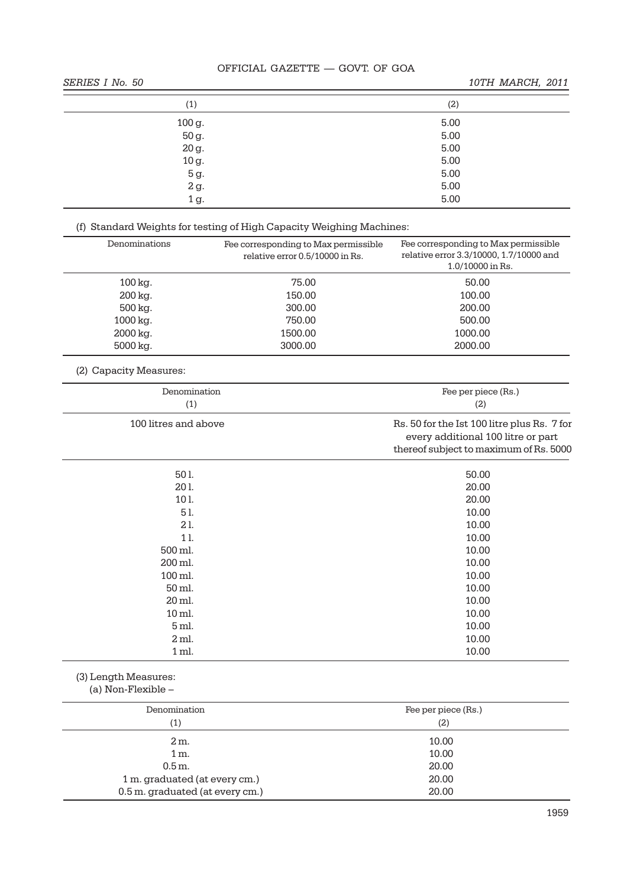| (1) | (2) |
|---|---|
| 100 g. | 5.00 |
| 50 g. | 5.00 |
| 20 g. | 5.00 |
| 10 g. | 5.00 |
| 5 g. | 5.00 |
| 2 g. | 5.00 |
| 1 g. | 5.00 |

(f) Standard Weights for testing of High Capacity Weighing Machines:

| Denominations | Fee corresponding to Max permissible relative error 0.5/10000 in Rs. | Fee corresponding to Max permissible relative error 3.3/10000, 1.7/10000 and 1.0/10000 in Rs. |
|---|---|---|
| 100 kg. | 75.00 | 50.00 |
| 200 kg. | 150.00 | 100.00 |
| 500 kg. | 300.00 | 200.00 |
| 1000 kg. | 750.00 | 500.00 |
| 2000 kg. | 1500.00 | 1000.00 |
| 5000 kg. | 3000.00 | 2000.00 |

(2) Capacity Measures:

| Denomination (1) | Fee per piece (Rs.) (2) |
|---|---|
| 100 litres and above | Rs. 50 for the Ist 100 litre plus Rs. 7 for every additional 100 litre or part thereof subject to maximum of Rs. 5000 |
| 50 l. | 50.00 |
| 20 l. | 20.00 |
| 10 l. | 20.00 |
| 5 l. | 10.00 |
| 2 l. | 10.00 |
| 1 l. | 10.00 |
| 500 ml. | 10.00 |
| 200 ml. | 10.00 |
| 100 ml. | 10.00 |
| 50 ml. | 10.00 |
| 20 ml. | 10.00 |
| 10 ml. | 10.00 |
| 5 ml. | 10.00 |
| 2 ml. | 10.00 |
| 1 ml. | 10.00 |

(3) Length Measures:

(a) Non-Flexible –

| Denomination (1) | Fee per piece (Rs.) (2) |
|---|---|
| 2 m. | 10.00 |
| 1 m. | 10.00 |
| 0.5 m. | 20.00 |
| 1 m. graduated (at every cm.) | 20.00 |
| 0.5 m. graduated (at every cm.) | 20.00 |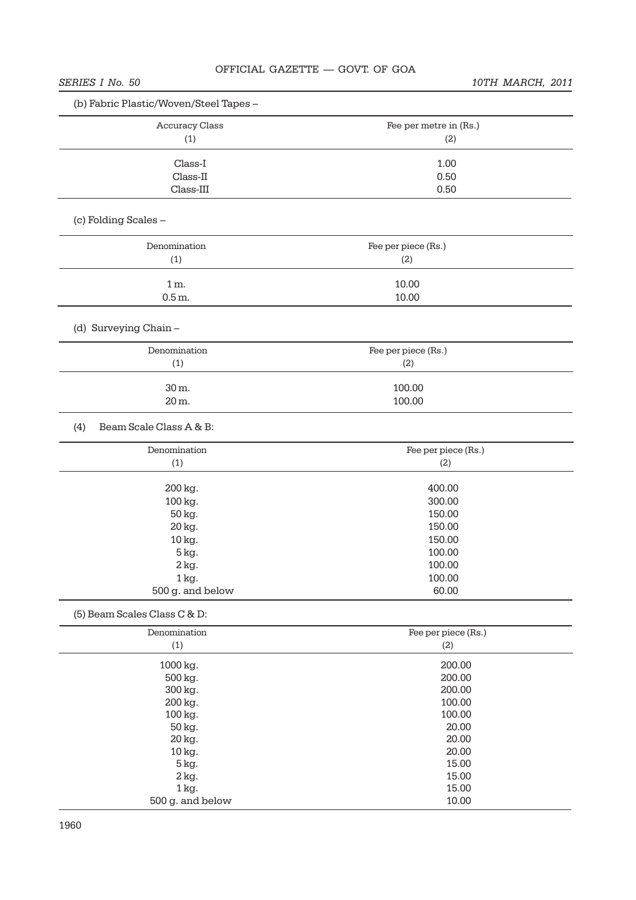(b) Fabric Plastic/Woven/Steel Tapes –

| Accuracy Class (1) | Fee per metre in (Rs.) (2) |
|---|---|
| Class-I | 1.00 |
| Class-II | 0.50 |
| Class-III | 0.50 |

(c) Folding Scales –

| Denomination (1) | Fee per piece (Rs.) (2) |
|---|---|
| 1 m. | 10.00 |
| 0.5 m. | 10.00 |

(d) Surveying Chain –

| Denomination (1) | Fee per piece (Rs.) (2) |
|---|---|
| 30 m. | 100.00 |
| 20 m. | 100.00 |

(4) Beam Scale Class A & B:

| Denomination (1) | Fee per piece (Rs.) (2) |
|---|---|
| 200 kg. | 400.00 |
| 100 kg. | 300.00 |
| 50 kg. | 150.00 |
| 20 kg. | 150.00 |
| 10 kg. | 150.00 |
| 5 kg. | 100.00 |
| 2 kg. | 100.00 |
| 1 kg. | 100.00 |
| 500 g. and below | 60.00 |

(5) Beam Scales Class C & D:

| Denomination (1) | Fee per piece (Rs.) (2) |
|---|---|
| 1000 kg. | 200.00 |
| 500 kg. | 200.00 |
| 300 kg. | 200.00 |
| 200 kg. | 100.00 |
| 100 kg. | 100.00 |
| 50 kg. | 20.00 |
| 20 kg. | 20.00 |
| 10 kg. | 20.00 |
| 5 kg. | 15.00 |
| 2 kg. | 15.00 |
| 1 kg. | 15.00 |
| 500 g. and below | 10.00 |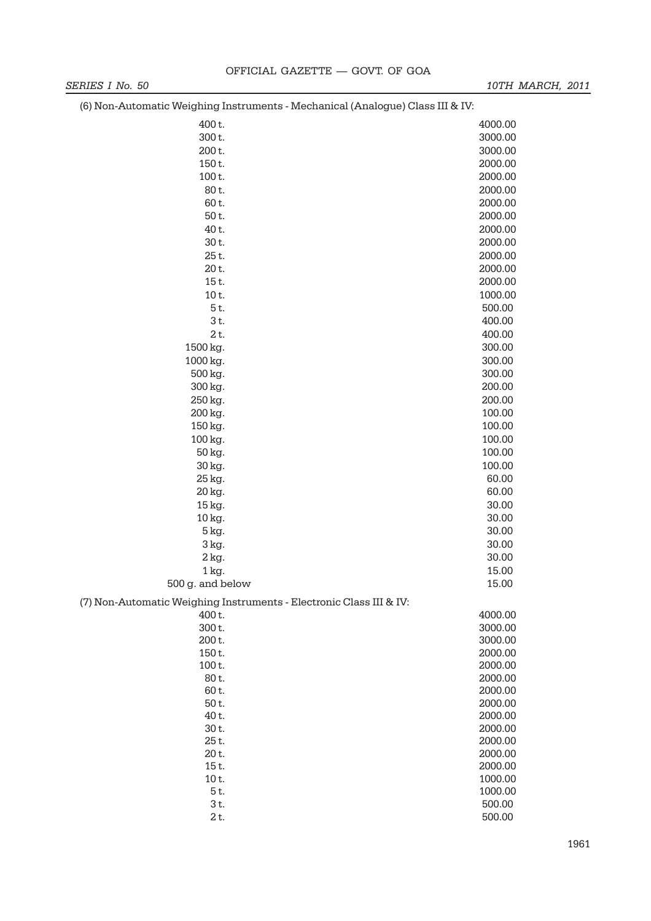(6) Non-Automatic Weighing Instruments - Mechanical (Analogue) Class III & IV:

| | |
|---|---|
| 400 t. | 4000.00 |
| 300 t. | 3000.00 |
| 200 t. | 3000.00 |
| 150 t. | 2000.00 |
| 100 t. | 2000.00 |
| 80 t. | 2000.00 |
| 60 t. | 2000.00 |
| 50 t. | 2000.00 |
| 40 t. | 2000.00 |
| 30 t. | 2000.00 |
| 25 t. | 2000.00 |
| 20 t. | 2000.00 |
| 15 t. | 2000.00 |
| 10 t. | 1000.00 |
| 5 t. | 500.00 |
| 3 t. | 400.00 |
| 2 t. | 400.00 |
| 1500 kg. | 300.00 |
| 1000 kg. | 300.00 |
| 500 kg. | 300.00 |
| 300 kg. | 200.00 |
| 250 kg. | 200.00 |
| 200 kg. | 100.00 |
| 150 kg. | 100.00 |
| 100 kg. | 100.00 |
| 50 kg. | 100.00 |
| 30 kg. | 100.00 |
| 25 kg. | 60.00 |
| 20 kg. | 60.00 |
| 15 kg. | 30.00 |
| 10 kg. | 30.00 |
| 5 kg. | 30.00 |
| 3 kg. | 30.00 |
| 2 kg. | 30.00 |
| 1 kg. | 15.00 |
| 500 g. and below | 15.00 |

(7) Non-Automatic Weighing Instruments - Electronic Class III & IV:

| | |
|---|---|
| 400 t. | 4000.00 |
| 300 t. | 3000.00 |
| 200 t. | 3000.00 |
| 150 t. | 2000.00 |
| 100 t. | 2000.00 |
| 80 t. | 2000.00 |
| 60 t. | 2000.00 |
| 50 t. | 2000.00 |
| 40 t. | 2000.00 |
| 30 t. | 2000.00 |
| 25 t. | 2000.00 |
| 20 t. | 2000.00 |
| 15 t. | 2000.00 |
| 10 t. | 1000.00 |
| 5 t. | 1000.00 |
| 3 t. | 500.00 |
| 2 t. | 500.00 |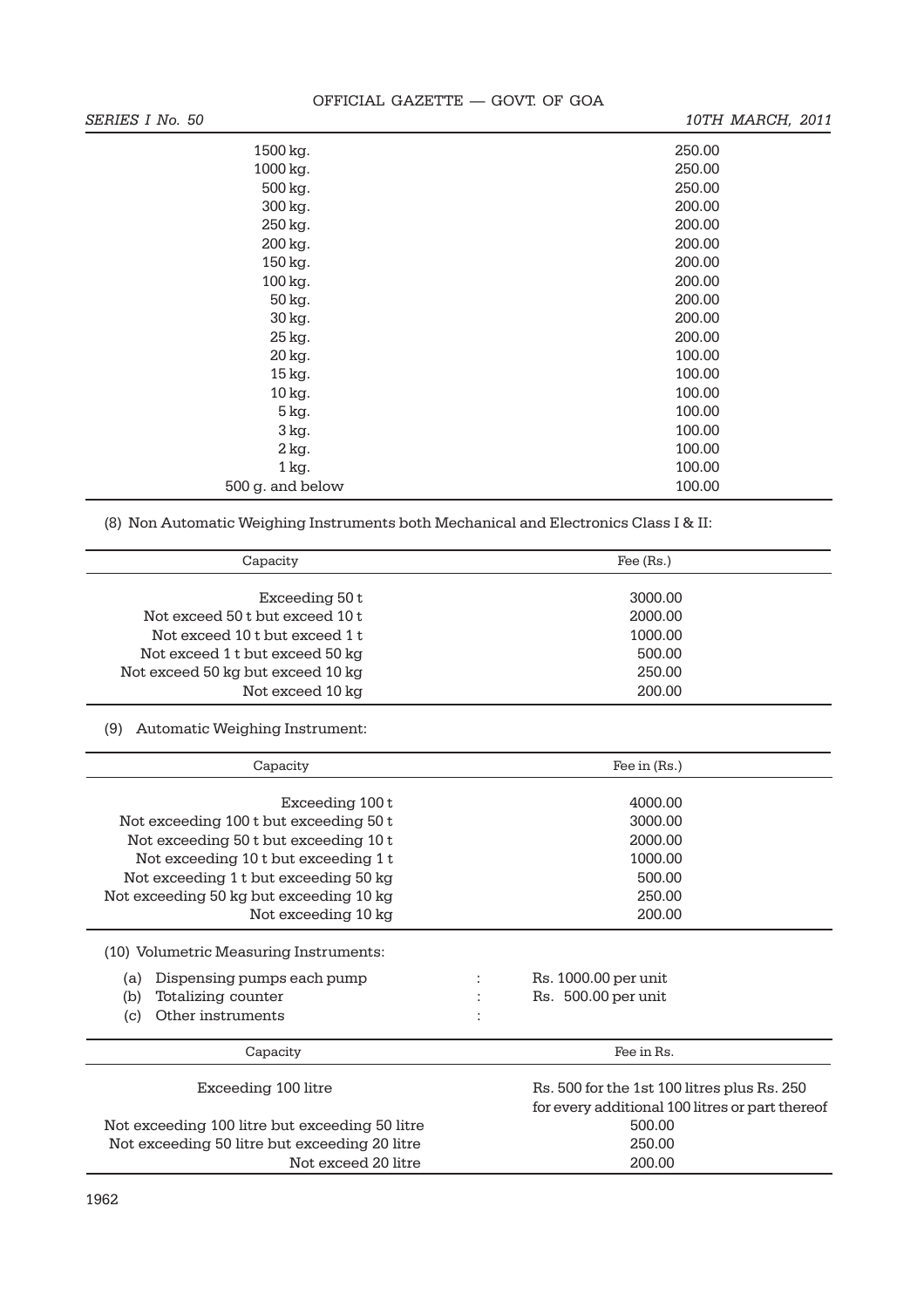| | |
|---|---|
| 1500 kg. | 250.00 |
| 1000 kg. | 250.00 |
| 500 kg. | 250.00 |
| 300 kg. | 200.00 |
| 250 kg. | 200.00 |
| 200 kg. | 200.00 |
| 150 kg. | 200.00 |
| 100 kg. | 200.00 |
| 50 kg. | 200.00 |
| 30 kg. | 200.00 |
| 25 kg. | 200.00 |
| 20 kg. | 100.00 |
| 15 kg. | 100.00 |
| 10 kg. | 100.00 |
| 5 kg. | 100.00 |
| 3 kg. | 100.00 |
| 2 kg. | 100.00 |
| 1 kg. | 100.00 |
| 500 g. and below | 100.00 |

(8) Non Automatic Weighing Instruments both Mechanical and Electronics Class I & II:

| Capacity | Fee (Rs.) |
|---|---|
| Exceeding 50 t | 3000.00 |
| Not exceed 50 t but exceed 10 t | 2000.00 |
| Not exceed 10 t but exceed 1 t | 1000.00 |
| Not exceed 1 t but exceed 50 kg | 500.00 |
| Not exceed 50 kg but exceed 10 kg | 250.00 |
| Not exceed 10 kg | 200.00 |

(9) Automatic Weighing Instrument:

| Capacity | Fee in (Rs.) |
|---|---|
| Exceeding 100 t | 4000.00 |
| Not exceeding 100 t but exceeding 50 t | 3000.00 |
| Not exceeding 50 t but exceeding 10 t | 2000.00 |
| Not exceeding 10 t but exceeding 1 t | 1000.00 |
| Not exceeding 1 t but exceeding 50 kg | 500.00 |
| Not exceeding 50 kg but exceeding 10 kg | 250.00 |
| Not exceeding 10 kg | 200.00 |

(10) Volumetric Measuring Instruments:

(a) Dispensing pumps each pump : Rs. 1000.00 per unit

(b) Totalizing counter : Rs. 500.00 per unit

(c) Other instruments :

| Capacity | Fee in Rs. |
|---|---|
| Exceeding 100 litre | Rs. 500 for the 1st 100 litres plus Rs. 250 for every additional 100 litres or part thereof |
| Not exceeding 100 litre but exceeding 50 litre | 500.00 |
| Not exceeding 50 litre but exceeding 20 litre | 250.00 |
| Not exceed 20 litre | 200.00 |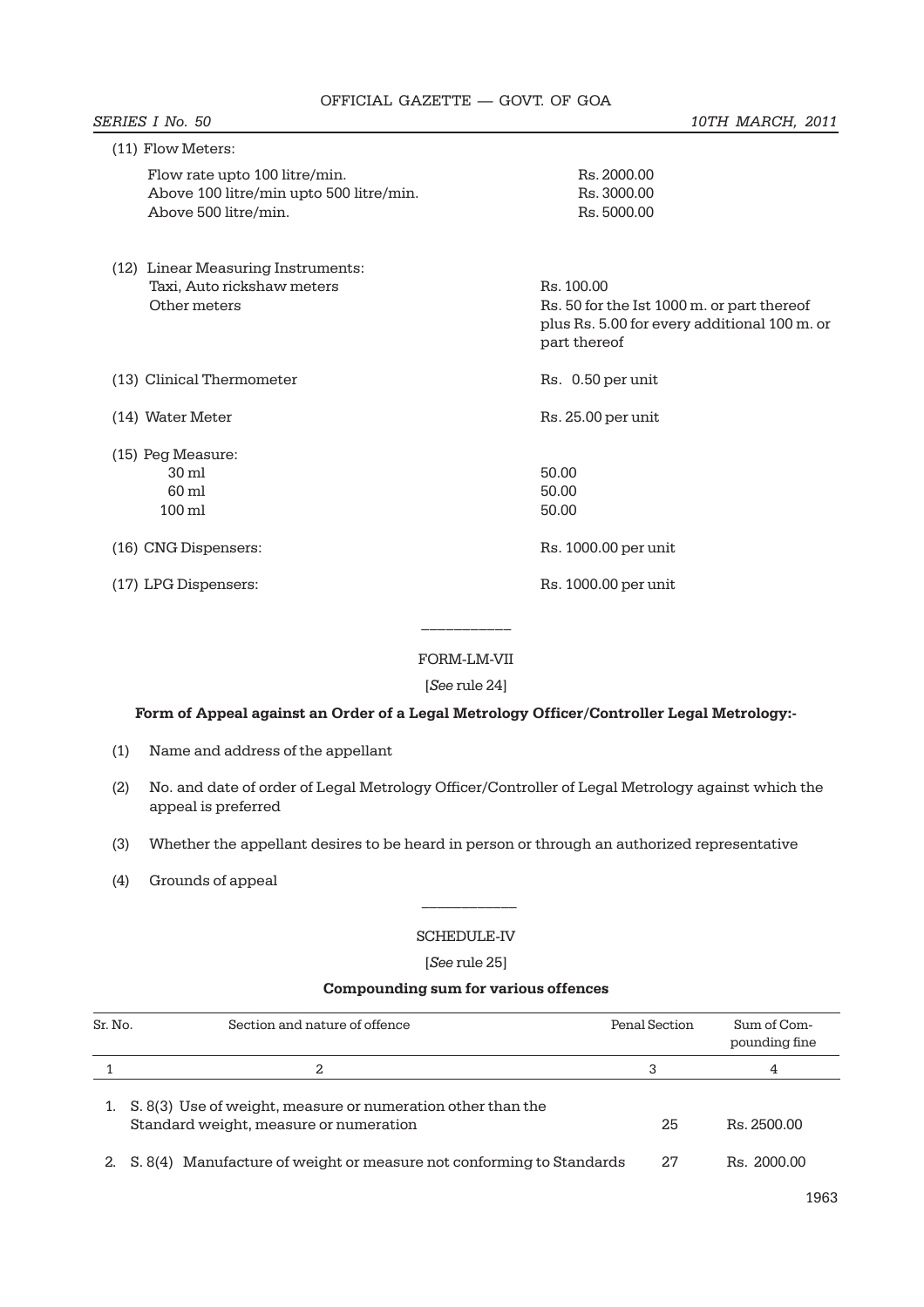(11) Flow Meters:

| | |
|---|---|
| Flow rate upto 100 litre/min. | Rs. 2000.00 |
| Above 100 litre/min upto 500 litre/min. | Rs. 3000.00 |
| Above 500 litre/min. | Rs. 5000.00 |

(12) Linear Measuring Instruments:

| | |
|---|---|
| Taxi, Auto rickshaw meters | Rs. 100.00 |
| Other meters | Rs. 50 for the Ist 1000 m. or part thereof plus Rs. 5.00 for every additional 100 m. or part thereof |

| | |
|---|---|
| (13) Clinical Thermometer | Rs. 0.50 per unit |
| (14) Water Meter | Rs. 25.00 per unit |

(15) Peg Measure:

| | |
|---|---|
| 30 ml | 50.00 |
| 60 ml | 50.00 |
| 100 ml | 50.00 |

| | |
|---|---|
| (16) CNG Dispensers: | Rs. 1000.00 per unit |
| (17) LPG Dispensers: | Rs. 1000.00 per unit |

---

FORM-LM-VII

[*See* rule 24]

**Form of Appeal against an Order of a Legal Metrology Officer/Controller Legal Metrology:-**

(1) Name and address of the appellant

(2) No. and date of order of Legal Metrology Officer/Controller of Legal Metrology against which the appeal is preferred

(3) Whether the appellant desires to be heard in person or through an authorized representative

(4) Grounds of appeal

---

SCHEDULE-IV

[*See* rule 25]

**Compounding sum for various offences**

| Sr. No. | Section and nature of offence | Penal Section | Sum of Compounding fine |
|---|---|---|---|
| 1 | 2 | 3 | 4 |
| 1. | S. 8(3) Use of weight, measure or numeration other than the Standard weight, measure or numeration | 25 | Rs. 2500.00 |
| 2. | S. 8(4) Manufacture of weight or measure not conforming to Standards | 27 | Rs. 2000.00 |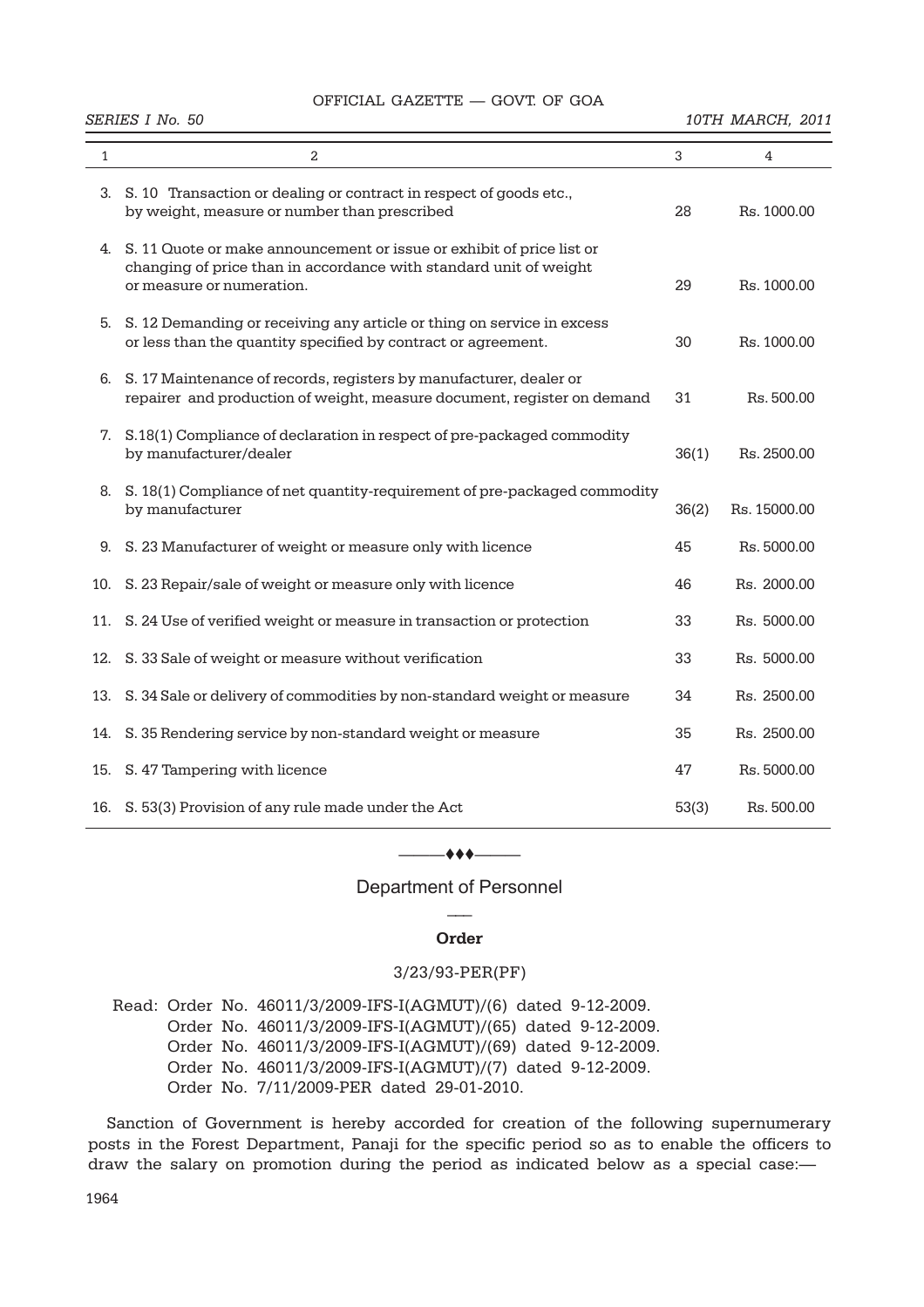| 1 | 2 | 3 | 4 |
|---|---|---|---|
| 3. | S. 10 Transaction or dealing or contract in respect of goods etc., by weight, measure or number than prescribed | 28 | Rs. 1000.00 |
| 4. | S. 11 Quote or make announcement or issue or exhibit of price list or changing of price than in accordance with standard unit of weight or measure or numeration. | 29 | Rs. 1000.00 |
| 5. | S. 12 Demanding or receiving any article or thing on service in excess or less than the quantity specified by contract or agreement. | 30 | Rs. 1000.00 |
| 6. | S. 17 Maintenance of records, registers by manufacturer, dealer or repairer and production of weight, measure document, register on demand | 31 | Rs. 500.00 |
| 7. | S.18(1) Compliance of declaration in respect of pre-packaged commodity by manufacturer/dealer | 36(1) | Rs. 2500.00 |
| 8. | S. 18(1) Compliance of net quantity-requirement of pre-packaged commodity by manufacturer | 36(2) | Rs. 15000.00 |
| 9. | S. 23 Manufacturer of weight or measure only with licence | 45 | Rs. 5000.00 |
| 10. | S. 23 Repair/sale of weight or measure only with licence | 46 | Rs. 2000.00 |
| 11. | S. 24 Use of verified weight or measure in transaction or protection | 33 | Rs. 5000.00 |
| 12. | S. 33 Sale of weight or measure without verification | 33 | Rs. 5000.00 |
| 13. | S. 34 Sale or delivery of commodities by non-standard weight or measure | 34 | Rs. 2500.00 |
| 14. | S. 35 Rendering service by non-standard weight or measure | 35 | Rs. 2500.00 |
| 15. | S. 47 Tampering with licence | 47 | Rs. 5000.00 |
| 16. | S. 53(3) Provision of any rule made under the Act | 53(3) | Rs. 500.00 |

———♦♦♦———

## Department of Personnel

—

### Order

3/23/93-PER(PF)

Read: Order No. 46011/3/2009-IFS-I(AGMUT)/(6) dated 9-12-2009.
Order No. 46011/3/2009-IFS-I(AGMUT)/(65) dated 9-12-2009.
Order No. 46011/3/2009-IFS-I(AGMUT)/(69) dated 9-12-2009.
Order No. 46011/3/2009-IFS-I(AGMUT)/(7) dated 9-12-2009.
Order No. 7/11/2009-PER dated 29-01-2010.

Sanction of Government is hereby accorded for creation of the following supernumerary posts in the Forest Department, Panaji for the specific period so as to enable the officers to draw the salary on promotion during the period as indicated below as a special case:—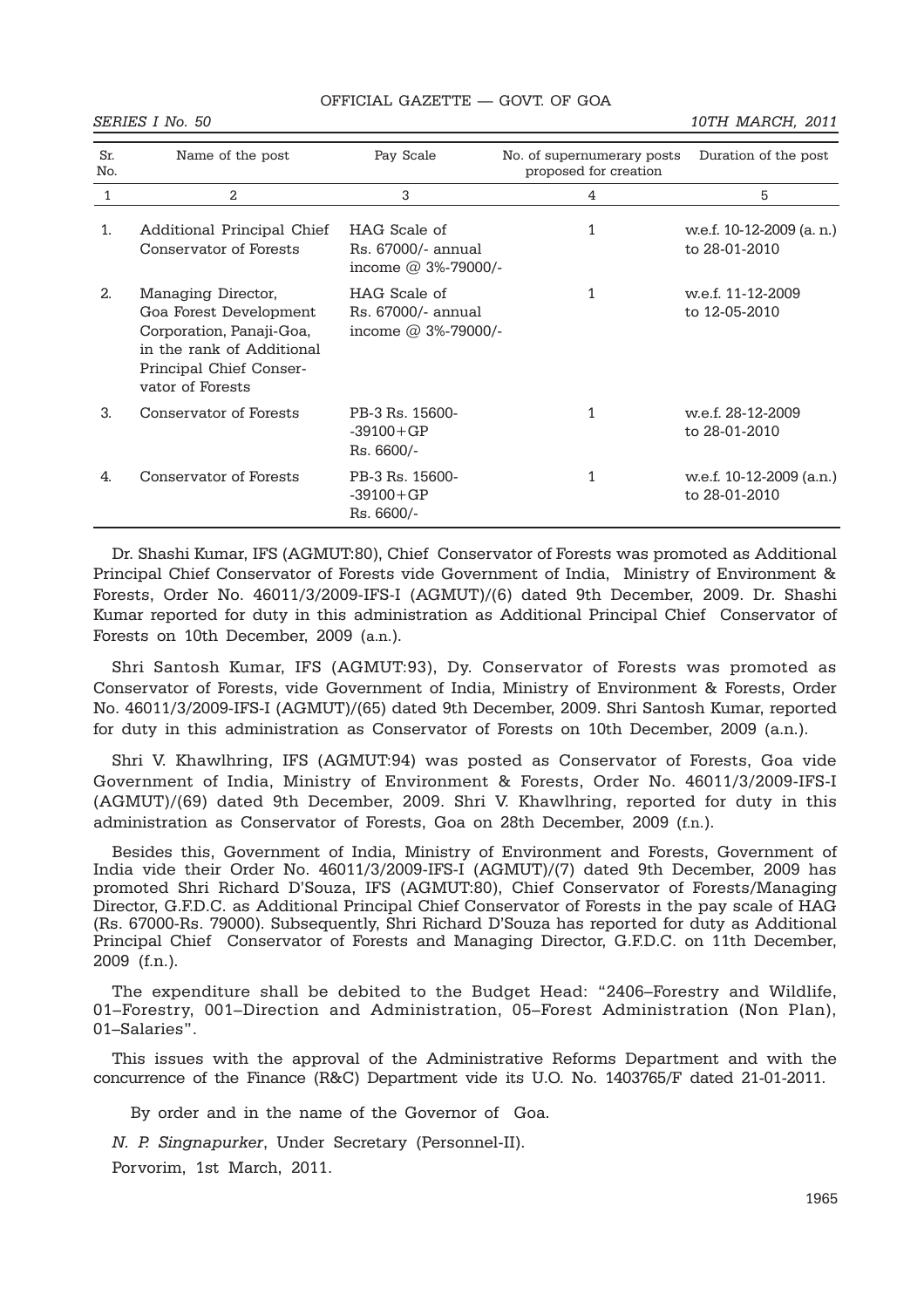| Sr. No. | Name of the post | Pay Scale | No. of supernumerary posts proposed for creation | Duration of the post |
|---|---|---|---|---|
| 1 | 2 | 3 | 4 | 5 |
| 1. | Additional Principal Chief Conservator of Forests | HAG Scale of Rs. 67000/- annual income @ 3%-79000/- | 1 | w.e.f. 10-12-2009 (a. n.) to 28-01-2010 |
| 2. | Managing Director, Goa Forest Development Corporation, Panaji-Goa, in the rank of Additional Principal Chief Conservator of Forests | HAG Scale of Rs. 67000/- annual income @ 3%-79000/- | 1 | w.e.f. 11-12-2009 to 12-05-2010 |
| 3. | Conservator of Forests | PB-3 Rs. 15600- -39100+GP Rs. 6600/- | 1 | w.e.f. 28-12-2009 to 28-01-2010 |
| 4. | Conservator of Forests | PB-3 Rs. 15600- -39100+GP Rs. 6600/- | 1 | w.e.f. 10-12-2009 (a.n.) to 28-01-2010 |

Dr. Shashi Kumar, IFS (AGMUT:80), Chief Conservator of Forests was promoted as Additional Principal Chief Conservator of Forests vide Government of India, Ministry of Environment & Forests, Order No. 46011/3/2009-IFS-I (AGMUT)/(6) dated 9th December, 2009. Dr. Shashi Kumar reported for duty in this administration as Additional Principal Chief Conservator of Forests on 10th December, 2009 (a.n.).

Shri Santosh Kumar, IFS (AGMUT:93), Dy. Conservator of Forests was promoted as Conservator of Forests, vide Government of India, Ministry of Environment & Forests, Order No. 46011/3/2009-IFS-I (AGMUT)/(65) dated 9th December, 2009. Shri Santosh Kumar, reported for duty in this administration as Conservator of Forests on 10th December, 2009 (a.n.).

Shri V. Khawlhring, IFS (AGMUT:94) was posted as Conservator of Forests, Goa vide Government of India, Ministry of Environment & Forests, Order No. 46011/3/2009-IFS-I (AGMUT)/(69) dated 9th December, 2009. Shri V. Khawlhring, reported for duty in this administration as Conservator of Forests, Goa on 28th December, 2009 (f.n.).

Besides this, Government of India, Ministry of Environment and Forests, Government of India vide their Order No. 46011/3/2009-IFS-I (AGMUT)/(7) dated 9th December, 2009 has promoted Shri Richard D'Souza, IFS (AGMUT:80), Chief Conservator of Forests/Managing Director, G.F.D.C. as Additional Principal Chief Conservator of Forests in the pay scale of HAG (Rs. 67000-Rs. 79000). Subsequently, Shri Richard D'Souza has reported for duty as Additional Principal Chief Conservator of Forests and Managing Director, G.F.D.C. on 11th December, 2009 (f.n.).

The expenditure shall be debited to the Budget Head: "2406–Forestry and Wildlife, 01–Forestry, 001–Direction and Administration, 05–Forest Administration (Non Plan), 01–Salaries".

This issues with the approval of the Administrative Reforms Department and with the concurrence of the Finance (R&C) Department vide its U.O. No. 1403765/F dated 21-01-2011.

By order and in the name of the Governor of Goa.

*N. P. Singnapurker*, Under Secretary (Personnel-II).

Porvorim, 1st March, 2011.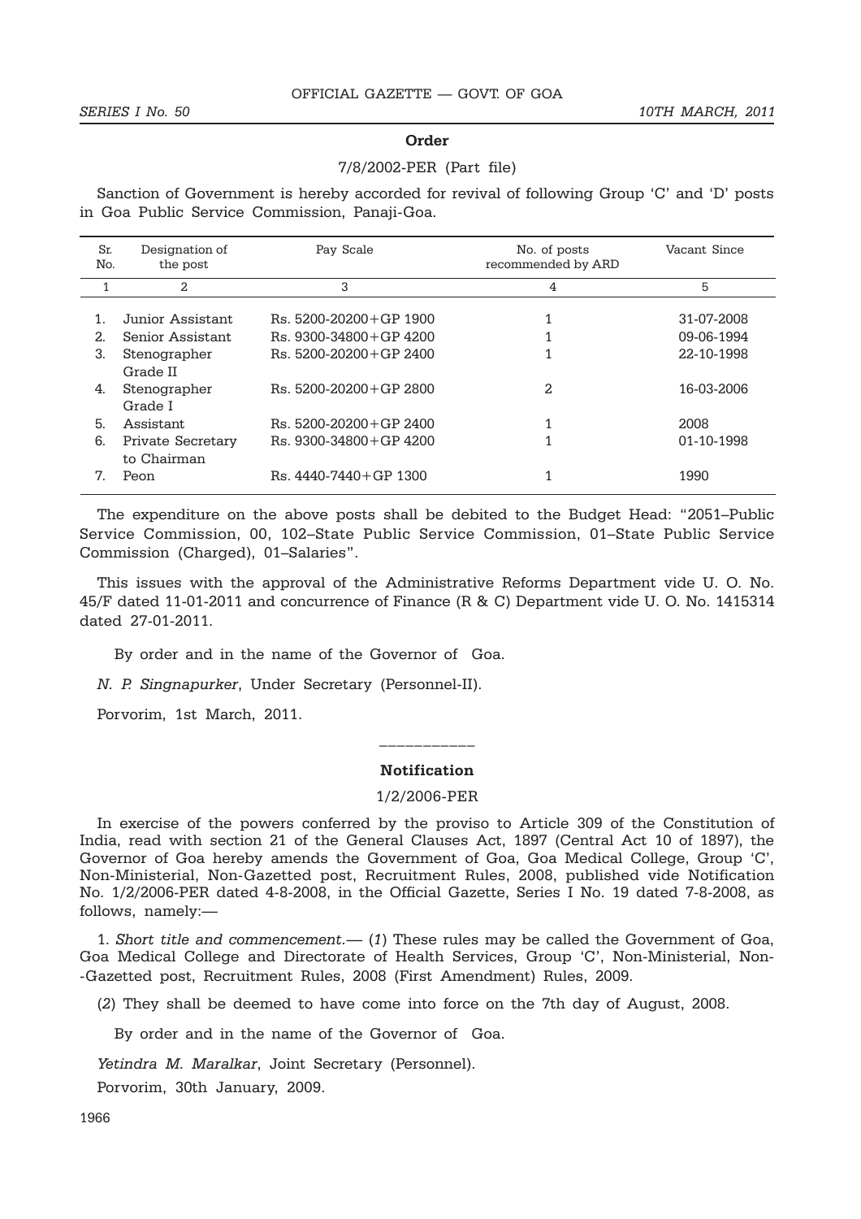**Order**

7/8/2002-PER (Part file)

Sanction of Government is hereby accorded for revival of following Group 'C' and 'D' posts in Goa Public Service Commission, Panaji-Goa.

| Sr. No. | Designation of the post | Pay Scale | No. of posts recommended by ARD | Vacant Since |
|---|---|---|---|---|
| 1 | 2 | 3 | 4 | 5 |
| 1. | Junior Assistant | Rs. 5200-20200+GP 1900 | 1 | 31-07-2008 |
| 2. | Senior Assistant | Rs. 9300-34800+GP 4200 | 1 | 09-06-1994 |
| 3. | Stenographer Grade II | Rs. 5200-20200+GP 2400 | 1 | 22-10-1998 |
| 4. | Stenographer Grade I | Rs. 5200-20200+GP 2800 | 2 | 16-03-2006 |
| 5. | Assistant | Rs. 5200-20200+GP 2400 | 1 | 2008 |
| 6. | Private Secretary to Chairman | Rs. 9300-34800+GP 4200 | 1 | 01-10-1998 |
| 7. | Peon | Rs. 4440-7440+GP 1300 | 1 | 1990 |

The expenditure on the above posts shall be debited to the Budget Head: "2051–Public Service Commission, 00, 102–State Public Service Commission, 01–State Public Service Commission (Charged), 01–Salaries".

This issues with the approval of the Administrative Reforms Department vide U. O. No. 45/F dated 11-01-2011 and concurrence of Finance (R & C) Department vide U. O. No. 1415314 dated 27-01-2011.

By order and in the name of the Governor of Goa.

*N. P. Singnapurker*, Under Secretary (Personnel-II).

Porvorim, 1st March, 2011.

---

**Notification**

1/2/2006-PER

In exercise of the powers conferred by the proviso to Article 309 of the Constitution of India, read with section 21 of the General Clauses Act, 1897 (Central Act 10 of 1897), the Governor of Goa hereby amends the Government of Goa, Goa Medical College, Group 'C', Non-Ministerial, Non-Gazetted post, Recruitment Rules, 2008, published vide Notification No. 1/2/2006-PER dated 4-8-2008, in the Official Gazette, Series I No. 19 dated 7-8-2008, as follows, namely:—

1. *Short title and commencement.*— (*1*) These rules may be called the Government of Goa, Goa Medical College and Directorate of Health Services, Group 'C', Non-Ministerial, Non--Gazetted post, Recruitment Rules, 2008 (First Amendment) Rules, 2009.

(*2*) They shall be deemed to have come into force on the 7th day of August, 2008.

By order and in the name of the Governor of Goa.

*Yetindra M. Maralkar*, Joint Secretary (Personnel).

Porvorim, 30th January, 2009.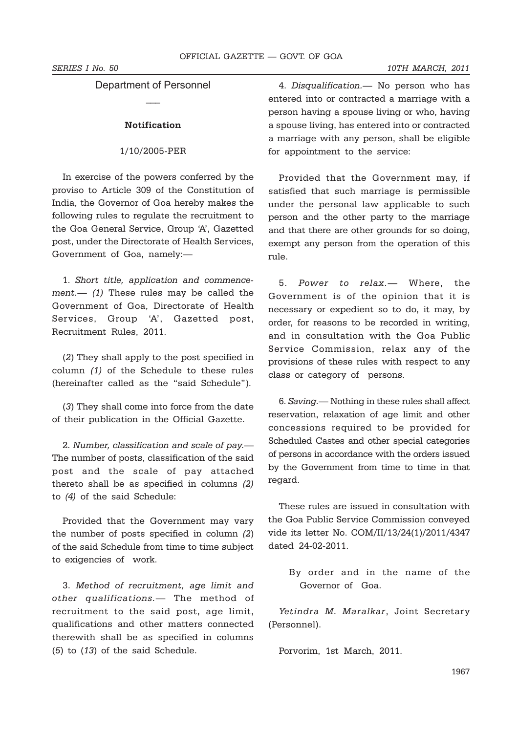## Department of Personnel

—

**Notification**

1/10/2005-PER

In exercise of the powers conferred by the proviso to Article 309 of the Constitution of India, the Governor of Goa hereby makes the following rules to regulate the recruitment to the Goa General Service, Group 'A', Gazetted post, under the Directorate of Health Services, Government of Goa, namely:—

1. *Short title, application and commencement.*— *(1)* These rules may be called the Government of Goa, Directorate of Health Services, Group 'A', Gazetted post, Recruitment Rules, 2011.

(*2*) They shall apply to the post specified in column *(1)* of the Schedule to these rules (hereinafter called as the "said Schedule").

(*3*) They shall come into force from the date of their publication in the Official Gazette.

2. *Number, classification and scale of pay.*— The number of posts, classification of the said post and the scale of pay attached thereto shall be as specified in columns *(2)* to *(4)* of the said Schedule:

Provided that the Government may vary the number of posts specified in column *(2)* of the said Schedule from time to time subject to exigencies of work.

3. *Method of recruitment, age limit and other qualifications.*— The method of recruitment to the said post, age limit, qualifications and other matters connected therewith shall be as specified in columns (*5*) to (*13*) of the said Schedule.

4. *Disqualification.*— No person who has entered into or contracted a marriage with a person having a spouse living or who, having a spouse living, has entered into or contracted a marriage with any person, shall be eligible for appointment to the service:

Provided that the Government may, if satisfied that such marriage is permissible under the personal law applicable to such person and the other party to the marriage and that there are other grounds for so doing, exempt any person from the operation of this rule.

5. *Power to relax.*— Where, the Government is of the opinion that it is necessary or expedient so to do, it may, by order, for reasons to be recorded in writing, and in consultation with the Goa Public Service Commission, relax any of the provisions of these rules with respect to any class or category of persons.

6. *Saving.*— Nothing in these rules shall affect reservation, relaxation of age limit and other concessions required to be provided for Scheduled Castes and other special categories of persons in accordance with the orders issued by the Government from time to time in that regard.

These rules are issued in consultation with the Goa Public Service Commission conveyed vide its letter No. COM/II/13/24(1)/2011/4347 dated 24-02-2011.

By order and in the name of the Governor of Goa.

*Yetindra M. Maralkar*, Joint Secretary (Personnel).

Porvorim, 1st March, 2011.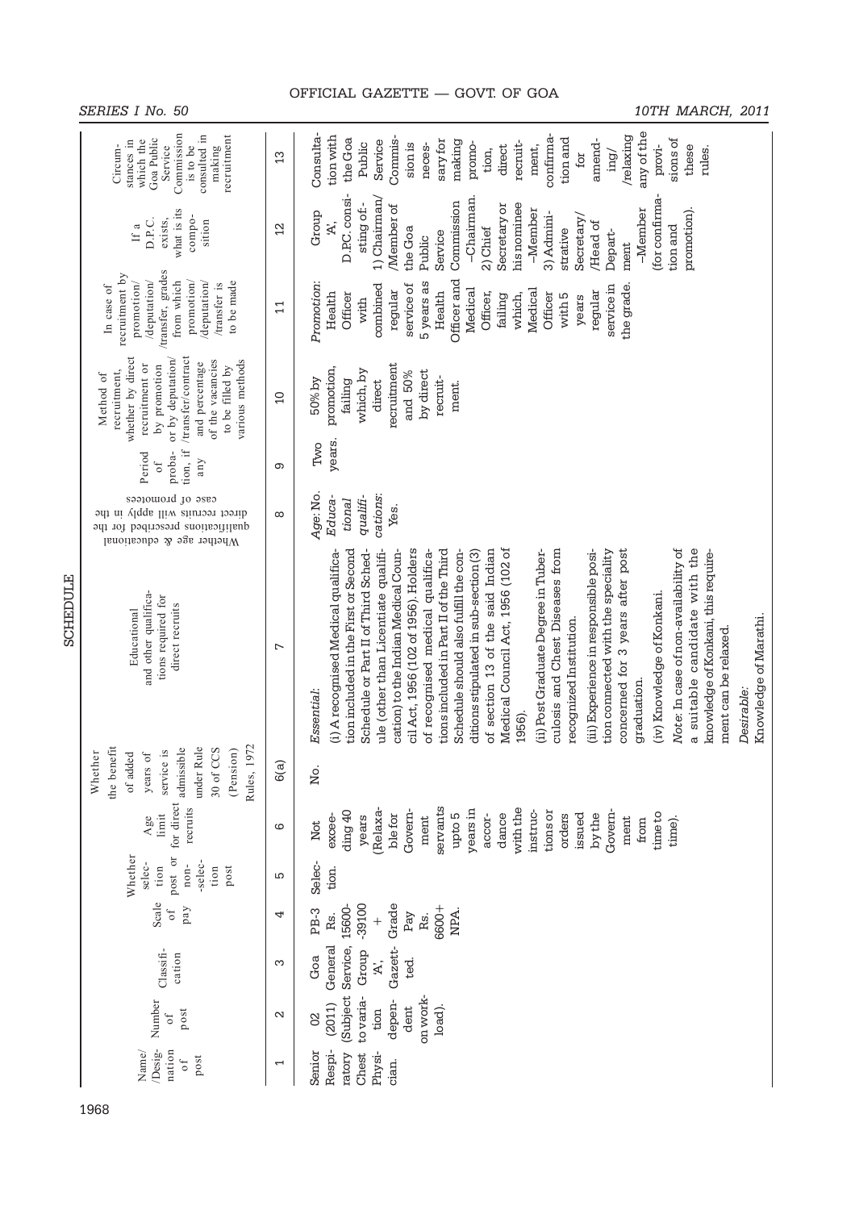# SCHEDULE

| Name/Designation of post | Number of post | Classification | Scale of pay | Whether selection post or non-selection post | Age limit for direct recruits | Whether the benefit of added years of service is admissible under Rule 30 of CCS (Pension) Rules, 1972 | Educational and other qualifications required for direct recruits | Whether age & educational qualifications prescribed for the direct recruits will apply in the case of promotees | Period of probation, if any | Method of recruitment, whether by direct recruitment or by promotion or by deputation/transfer/contract and percentage of the vacancies to be filled by various methods | In case of recruitment by promotion/deputation/transfer, grades from which promotion/deputation/transfer is to be made | If a D.P.C. exists, what is its composition | Circumstances in which the Goa Public Service Commission is to be consulted in making recruitment |
|---|---|---|---|---|---|---|---|---|---|---|---|---|---|
| 1 | 2 | 3 | 4 | 5 | 6 | 6(a) | 7 | 8 | 9 | 10 | 11 | 12 | 13 |
| Senior Respiratory Chest Physician. | 02 (2011) (Subject to variation dependent on work-load). | Goa General Service, Group 'A', Gazetted. | PB-3 Rs. 15600-39100 + Grade Pay Rs. 6600+ NPA. | Selection. | Not exceeding 40 years (Relaxable for Government servants upto 5 years in accordance with the instructions or orders issued by the Government from time to time). | No. | *Essential:* (i) A recognised Medical qualification included in the First or Second Schedule or Part II of Third Schedule (other than Licentiate qualification) to the Indian Medical Council Act, 1956 (102 of 1956). Holders of recognised medical qualifications included in Part II of the Third Schedule should also fulfill the conditions stipulated in sub-section (3) of section 13 of the said Indian Medical Council Act, 1956 (102 of 1956). (ii) Post Graduate Degree in Tuberculosis and Chest Diseases from recognized Institution. (iii) Experience in responsible position connected with the speciality concerned for 3 years after post graduation. (iv) Knowledge of Konkani. *Note*: In case of non-availability of a suitable candidate with the knowledge of Konkani, this requirement can be relaxed. *Desirable:* Knowledge of Marathi. | *Age*: No. *Educational qualifications*: Yes. | Two years. | 50% by promotion, failing which, by direct recruitment and 50% by direct recruitment. | *Promotion*: Health Officer with combined regular service of 5 years as Health Officer and Medical Officer, failing which, Medical Officer with 5 years regular service in the grade. | Group 'A' D.P.C. consisting of:- 1) Chairman/Member of the Goa Public Service Commission —Chairman. 2) Chief Secretary or his nominee —Member 3) Administrative Secretary/Head of Department —Member (for confirmation and promotion). | Consultation with the Goa Public Service Commission is necessary for making promotion, direct recruitment, confirmation and for amending/relaxing any of the provisions of these rules. |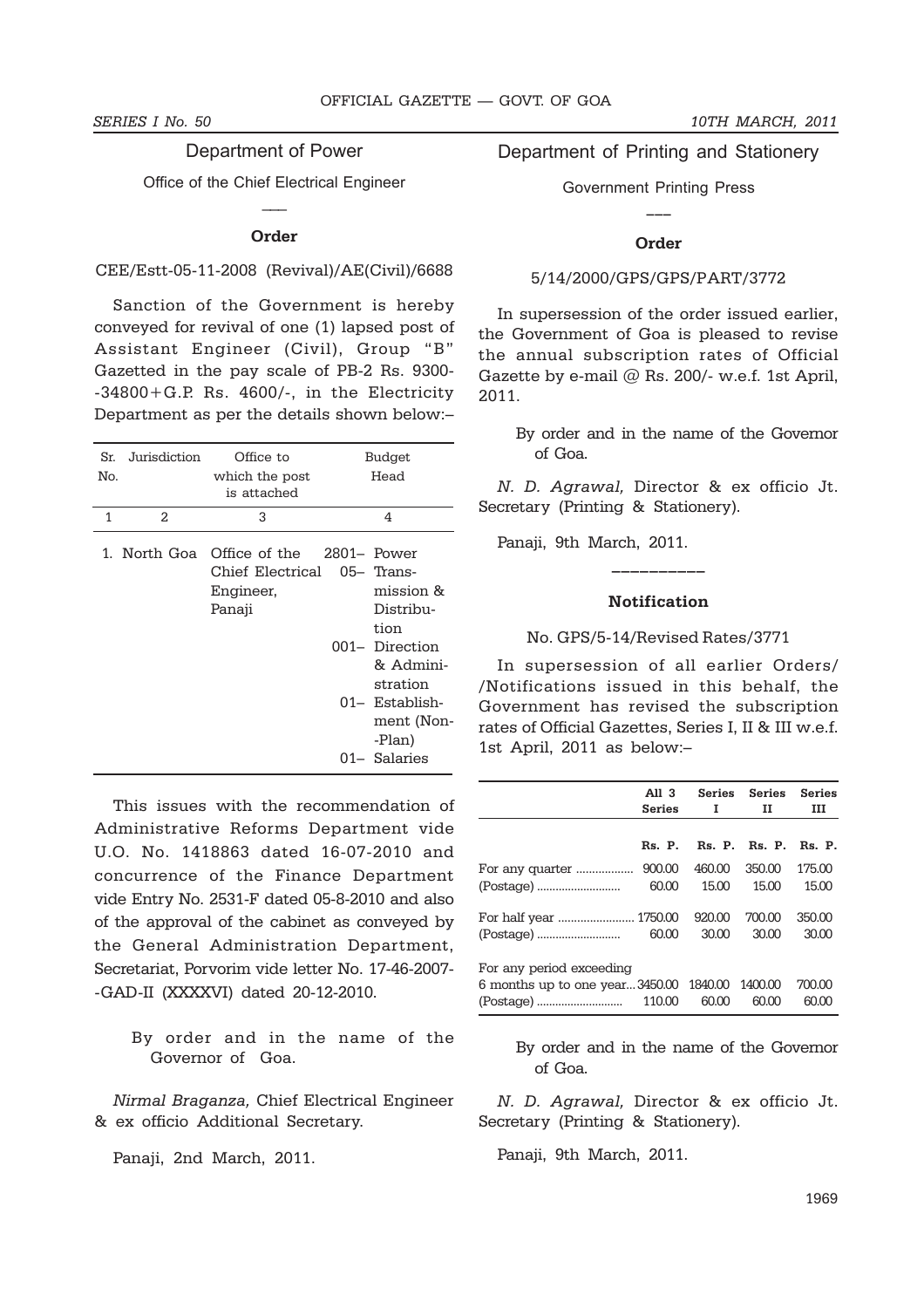## Department of Power

Office of the Chief Electrical Engineer

---

**Order**

CEE/Estt-05-11-2008 (Revival)/AE(Civil)/6688

Sanction of the Government is hereby conveyed for revival of one (1) lapsed post of Assistant Engineer (Civil), Group "B" Gazetted in the pay scale of PB-2 Rs. 9300--34800+G.P. Rs. 4600/-, in the Electricity Department as per the details shown below:–

| Sr. No. | Jurisdiction | Office to which the post is attached | Budget Head |
|---|---|---|---|
| 1 | 2 | 3 | 4 |
| 1. | North Goa | Office of the Chief Electrical Engineer, Panaji | 2801– Power<br>05– Transmission & Distribution<br>001– Direction & Administration<br>01– Establishment (Non--Plan)<br>01– Salaries |

This issues with the recommendation of Administrative Reforms Department vide U.O. No. 1418863 dated 16-07-2010 and concurrence of the Finance Department vide Entry No. 2531-F dated 05-8-2010 and also of the approval of the cabinet as conveyed by the General Administration Department, Secretariat, Porvorim vide letter No. 17-46-2007--GAD-II (XXXXVI) dated 20-12-2010.

By order and in the name of the Governor of Goa.

*Nirmal Braganza,* Chief Electrical Engineer & ex officio Additional Secretary.

Panaji, 2nd March, 2011.

## Department of Printing and Stationery

Government Printing Press

---

**Order**

5/14/2000/GPS/GPS/PART/3772

In supersession of the order issued earlier, the Government of Goa is pleased to revise the annual subscription rates of Official Gazette by e-mail @ Rs. 200/- w.e.f. 1st April, 2011.

By order and in the name of the Governor of Goa.

*N. D. Agrawal,* Director & ex officio Jt. Secretary (Printing & Stationery).

Panaji, 9th March, 2011.

---

**Notification**

No. GPS/5-14/Revised Rates/3771

In supersession of all earlier Orders/ /Notifications issued in this behalf, the Government has revised the subscription rates of Official Gazettes, Series I, II & III w.e.f. 1st April, 2011 as below:–

| | All 3 Series | Series I | Series II | Series III |
|---|---|---|---|---|
| | Rs. P. | Rs. P. | Rs. P. | Rs. P. |
| For any quarter .................. | 900.00 | 460.00 | 350.00 | 175.00 |
| (Postage) .......................... | 60.00 | 15.00 | 15.00 | 15.00 |
| For half year ........................ | 1750.00 | 920.00 | 700.00 | 350.00 |
| (Postage) .......................... | 60.00 | 30.00 | 30.00 | 30.00 |
| For any period exceeding 6 months up to one year... | 3450.00 | 1840.00 | 1400.00 | 700.00 |
| (Postage) .......................... | 110.00 | 60.00 | 60.00 | 60.00 |

By order and in the name of the Governor of Goa.

*N. D. Agrawal,* Director & ex officio Jt. Secretary (Printing & Stationery).

Panaji, 9th March, 2011.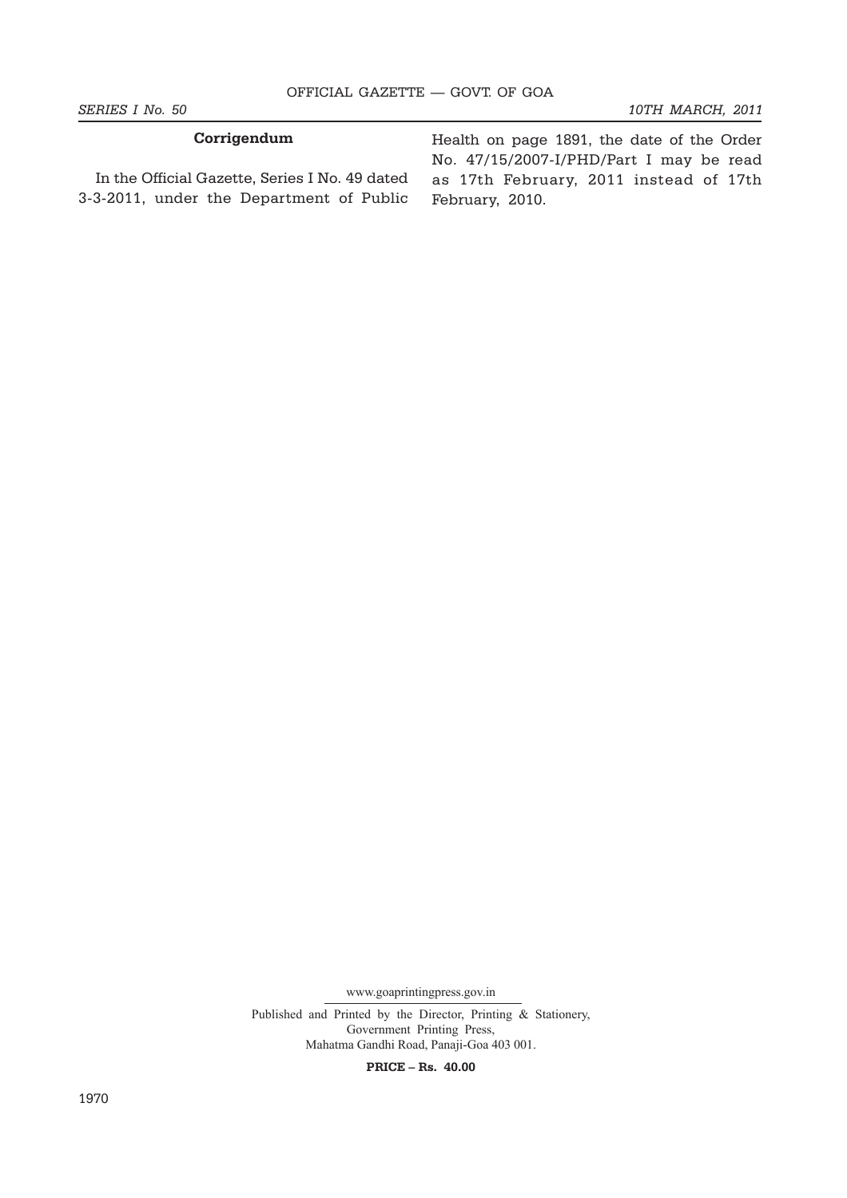## Corrigendum

In the Official Gazette, Series I No. 49 dated 3-3-2011, under the Department of Public Health on page 1891, the date of the Order No. 47/15/2007-I/PHD/Part I may be read as 17th February, 2011 instead of 17th February, 2010.

www.goaprintingpress.gov.in

Published and Printed by the Director, Printing & Stationery, Government Printing Press, Mahatma Gandhi Road, Panaji-Goa 403 001.

**PRICE – Rs. 40.00**